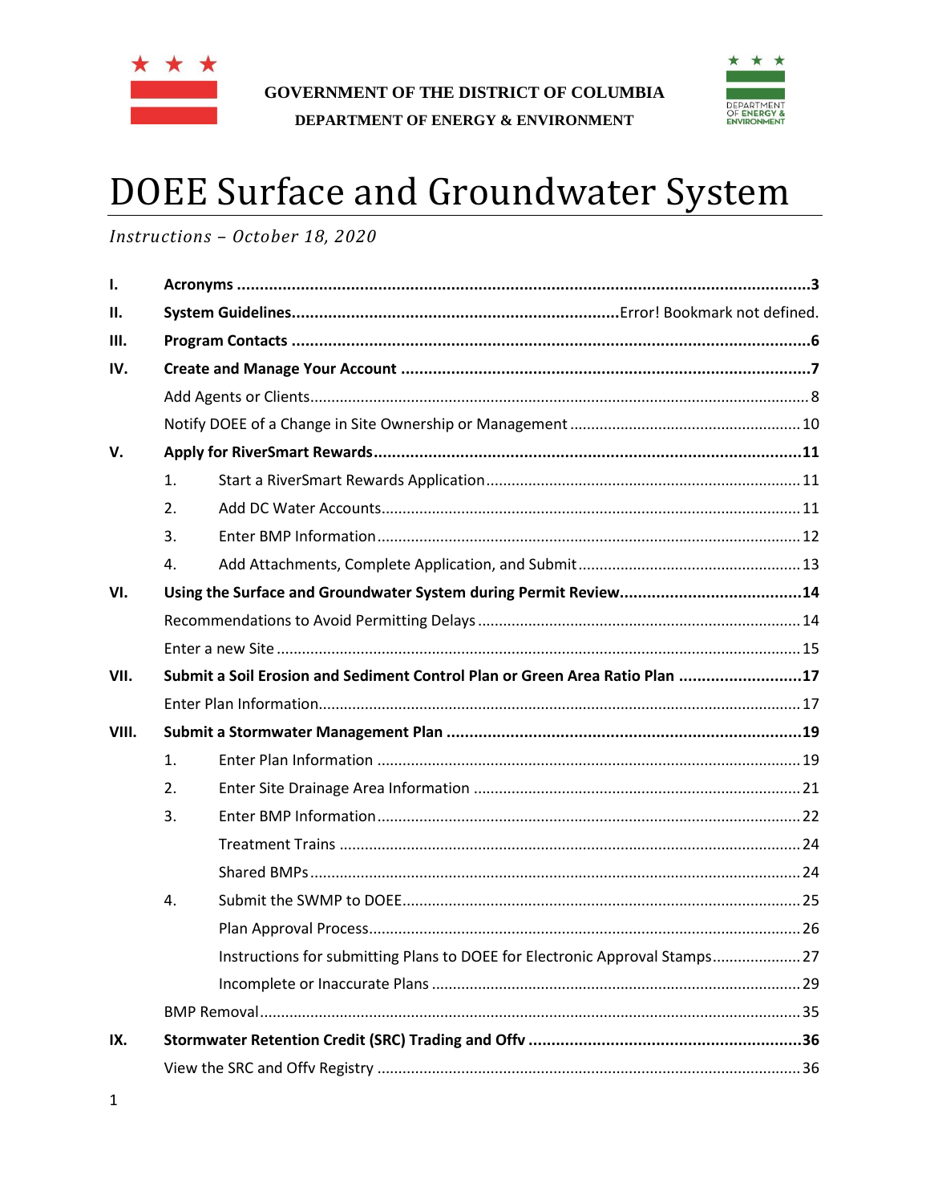GOVERNMENT OF THE DISTRICT OF COLUMBIA

DEPARTMENT OF ENERGY & ENVIRONMENT

# DOEE Surface and Groundwater System

*Instructions – October 18, 2020*

| | | |
|---|---|---|
| **I.** | **Acronyms** | **3** |
| **II.** | **System Guidelines** | Error! Bookmark not defined. |
| **III.** | **Program Contacts** | **6** |
| **IV.** | **Create and Manage Your Account** | **7** |
| | Add Agents or Clients | 8 |
| | Notify DOEE of a Change in Site Ownership or Management | 10 |
| **V.** | **Apply for RiverSmart Rewards** | **11** |
| | 1. Start a RiverSmart Rewards Application | 11 |
| | 2. Add DC Water Accounts | 11 |
| | 3. Enter BMP Information | 12 |
| | 4. Add Attachments, Complete Application, and Submit | 13 |
| **VI.** | **Using the Surface and Groundwater System during Permit Review** | **14** |
| | Recommendations to Avoid Permitting Delays | 14 |
| | Enter a new Site | 15 |
| **VII.** | **Submit a Soil Erosion and Sediment Control Plan or Green Area Ratio Plan** | **17** |
| | Enter Plan Information | 17 |
| **VIII.** | **Submit a Stormwater Management Plan** | **19** |
| | 1. Enter Plan Information | 19 |
| | 2. Enter Site Drainage Area Information | 21 |
| | 3. Enter BMP Information | 22 |
| | Treatment Trains | 24 |
| | Shared BMPs | 24 |
| | 4. Submit the SWMP to DOEE | 25 |
| | Plan Approval Process | 26 |
| | Instructions for submitting Plans to DOEE for Electronic Approval Stamps | 27 |
| | Incomplete or Inaccurate Plans | 29 |
| | BMP Removal | 35 |
| **IX.** | **Stormwater Retention Credit (SRC) Trading and Offv** | **36** |
| | View the SRC and Offv Registry | 36 |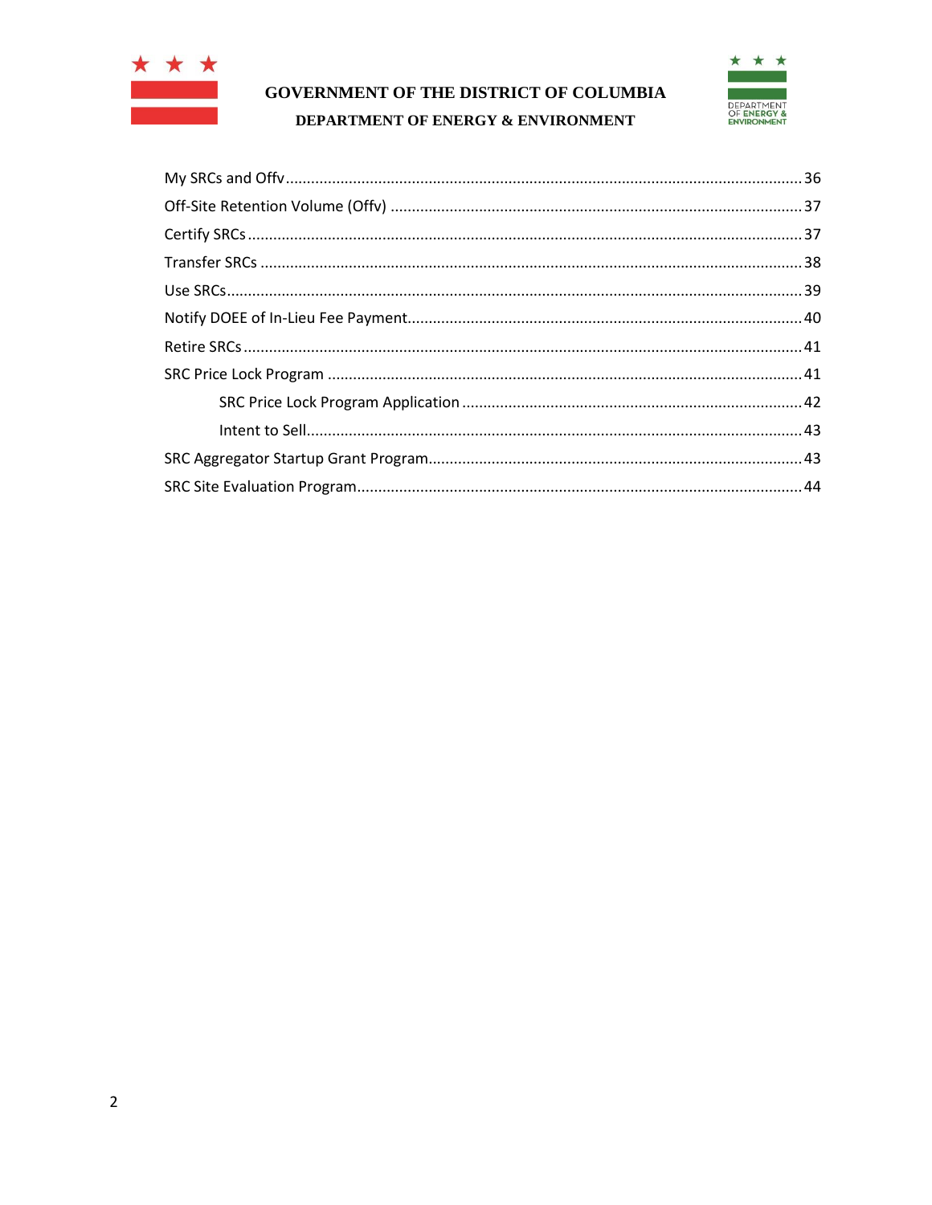- My SRCs and Offv ........ 36
- Off-Site Retention Volume (Offv) ........ 37
- Certify SRCs ........ 37
- Transfer SRCs ........ 38
- Use SRCs ........ 39
- Notify DOEE of In-Lieu Fee Payment ........ 40
- Retire SRCs ........ 41
- SRC Price Lock Program ........ 41
  - SRC Price Lock Program Application ........ 42
  - Intent to Sell ........ 43
- SRC Aggregator Startup Grant Program ........ 43
- SRC Site Evaluation Program ........ 44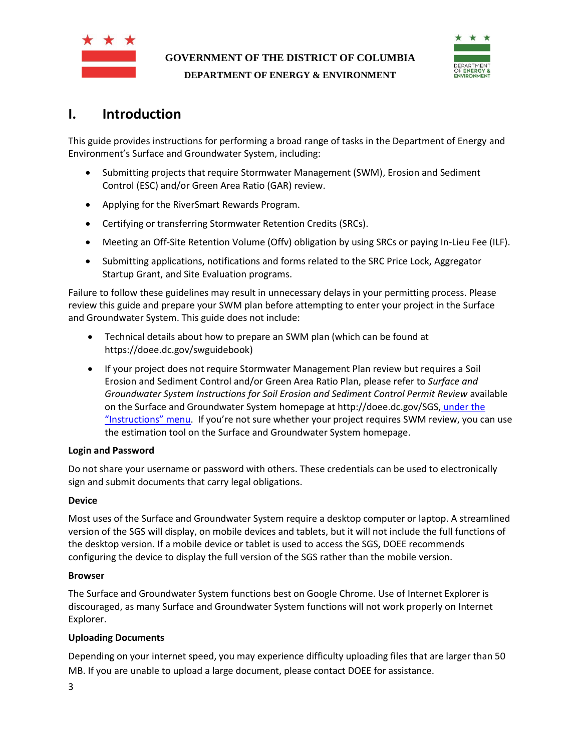# I. Introduction

This guide provides instructions for performing a broad range of tasks in the Department of Energy and Environment's Surface and Groundwater System, including:

- Submitting projects that require Stormwater Management (SWM), Erosion and Sediment Control (ESC) and/or Green Area Ratio (GAR) review.
- Applying for the RiverSmart Rewards Program.
- Certifying or transferring Stormwater Retention Credits (SRCs).
- Meeting an Off-Site Retention Volume (Offv) obligation by using SRCs or paying In-Lieu Fee (ILF).
- Submitting applications, notifications and forms related to the SRC Price Lock, Aggregator Startup Grant, and Site Evaluation programs.

Failure to follow these guidelines may result in unnecessary delays in your permitting process. Please review this guide and prepare your SWM plan before attempting to enter your project in the Surface and Groundwater System. This guide does not include:

- Technical details about how to prepare an SWM plan (which can be found at https://doee.dc.gov/swguidebook)
- If your project does not require Stormwater Management Plan review but requires a Soil Erosion and Sediment Control and/or Green Area Ratio Plan, please refer to *Surface and Groundwater System Instructions for Soil Erosion and Sediment Control Permit Review* available on the Surface and Groundwater System homepage at http://doee.dc.gov/SGS, under the "Instructions" menu. If you're not sure whether your project requires SWM review, you can use the estimation tool on the Surface and Groundwater System homepage.

**Login and Password**

Do not share your username or password with others. These credentials can be used to electronically sign and submit documents that carry legal obligations.

**Device**

Most uses of the Surface and Groundwater System require a desktop computer or laptop. A streamlined version of the SGS will display, on mobile devices and tablets, but it will not include the full functions of the desktop version. If a mobile device or tablet is used to access the SGS, DOEE recommends configuring the device to display the full version of the SGS rather than the mobile version.

**Browser**

The Surface and Groundwater System functions best on Google Chrome. Use of Internet Explorer is discouraged, as many Surface and Groundwater System functions will not work properly on Internet Explorer.

**Uploading Documents**

Depending on your internet speed, you may experience difficulty uploading files that are larger than 50 MB. If you are unable to upload a large document, please contact DOEE for assistance.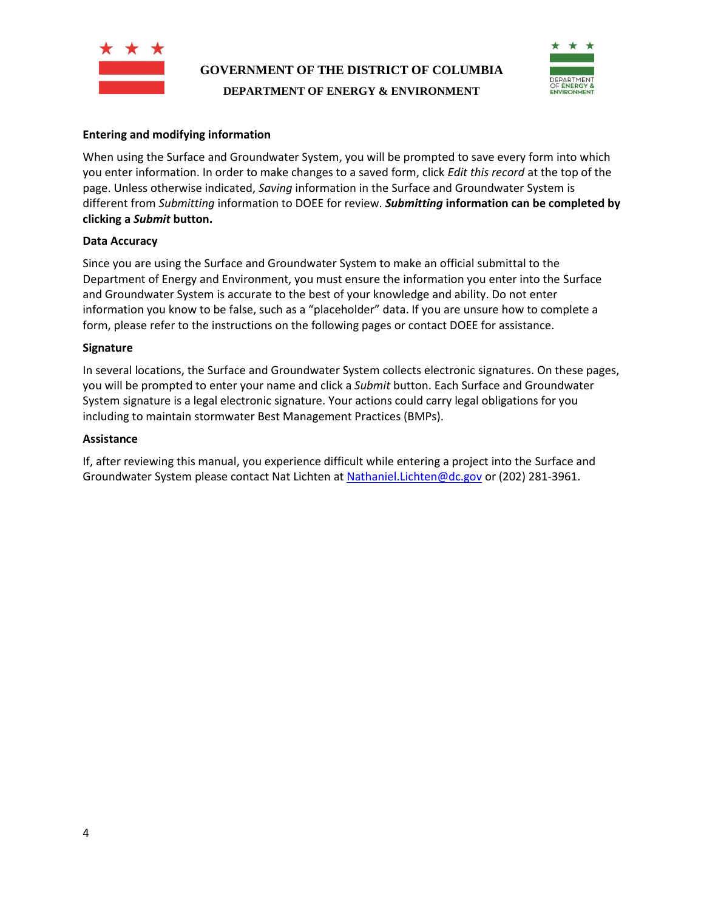### Entering and modifying information

When using the Surface and Groundwater System, you will be prompted to save every form into which you enter information. In order to make changes to a saved form, click *Edit this record* at the top of the page. Unless otherwise indicated, *Saving* information in the Surface and Groundwater System is different from *Submitting* information to DOEE for review. ***Submitting*** **information can be completed by clicking a** ***Submit*** **button.**

### Data Accuracy

Since you are using the Surface and Groundwater System to make an official submittal to the Department of Energy and Environment, you must ensure the information you enter into the Surface and Groundwater System is accurate to the best of your knowledge and ability. Do not enter information you know to be false, such as a "placeholder" data. If you are unsure how to complete a form, please refer to the instructions on the following pages or contact DOEE for assistance.

### Signature

In several locations, the Surface and Groundwater System collects electronic signatures. On these pages, you will be prompted to enter your name and click a *Submit* button. Each Surface and Groundwater System signature is a legal electronic signature. Your actions could carry legal obligations for you including to maintain stormwater Best Management Practices (BMPs).

### Assistance

If, after reviewing this manual, you experience difficult while entering a project into the Surface and Groundwater System please contact Nat Lichten at [Nathaniel.Lichten@dc.gov](mailto:Nathaniel.Lichten@dc.gov) or (202) 281-3961.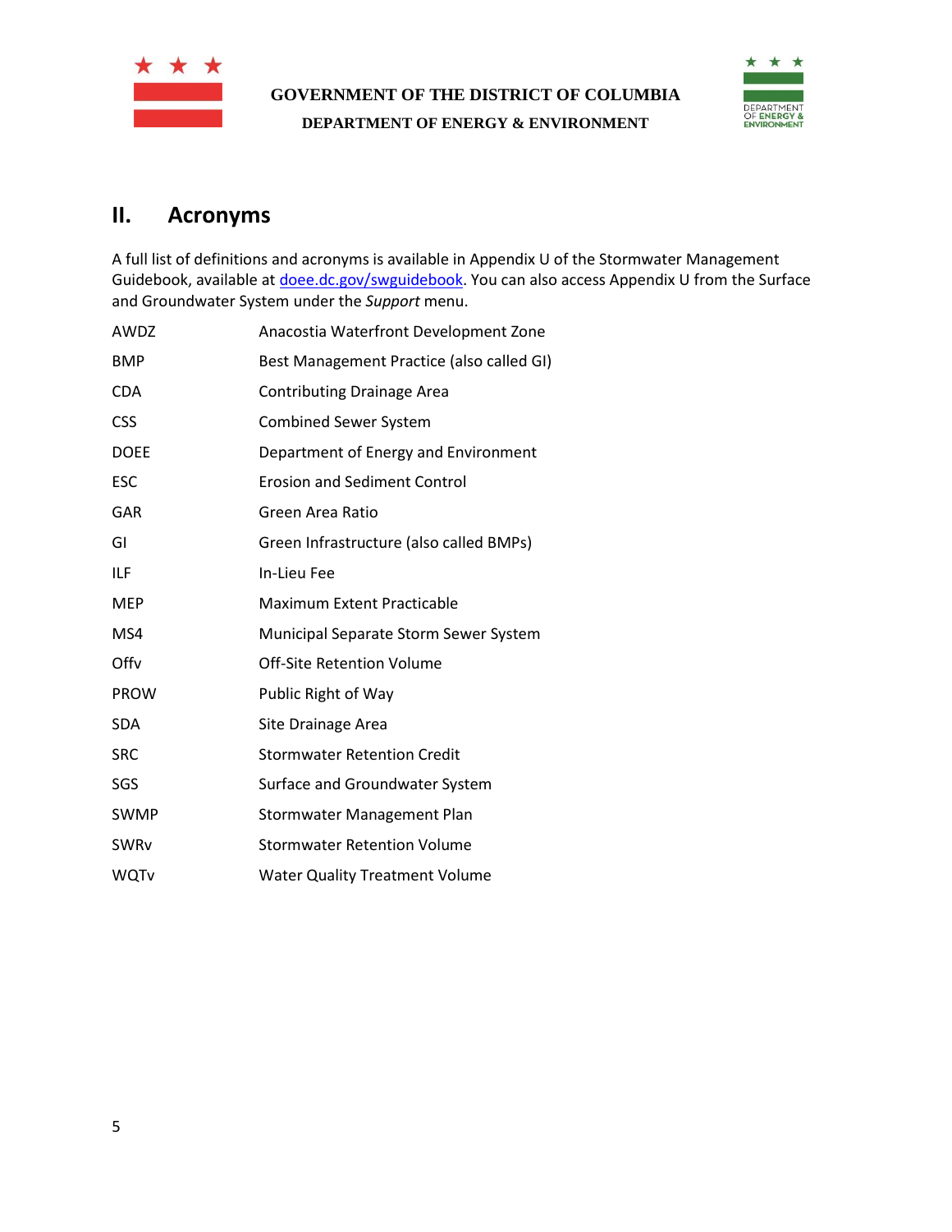## II. Acronyms

A full list of definitions and acronyms is available in Appendix U of the Stormwater Management Guidebook, available at [doee.dc.gov/swguidebook](doee.dc.gov/swguidebook). You can also access Appendix U from the Surface and Groundwater System under the *Support* menu.

| | |
|---|---|
| AWDZ | Anacostia Waterfront Development Zone |
| BMP | Best Management Practice (also called GI) |
| CDA | Contributing Drainage Area |
| CSS | Combined Sewer System |
| DOEE | Department of Energy and Environment |
| ESC | Erosion and Sediment Control |
| GAR | Green Area Ratio |
| GI | Green Infrastructure (also called BMPs) |
| ILF | In-Lieu Fee |
| MEP | Maximum Extent Practicable |
| MS4 | Municipal Separate Storm Sewer System |
| Offv | Off-Site Retention Volume |
| PROW | Public Right of Way |
| SDA | Site Drainage Area |
| SRC | Stormwater Retention Credit |
| SGS | Surface and Groundwater System |
| SWMP | Stormwater Management Plan |
| SWRv | Stormwater Retention Volume |
| WQTv | Water Quality Treatment Volume |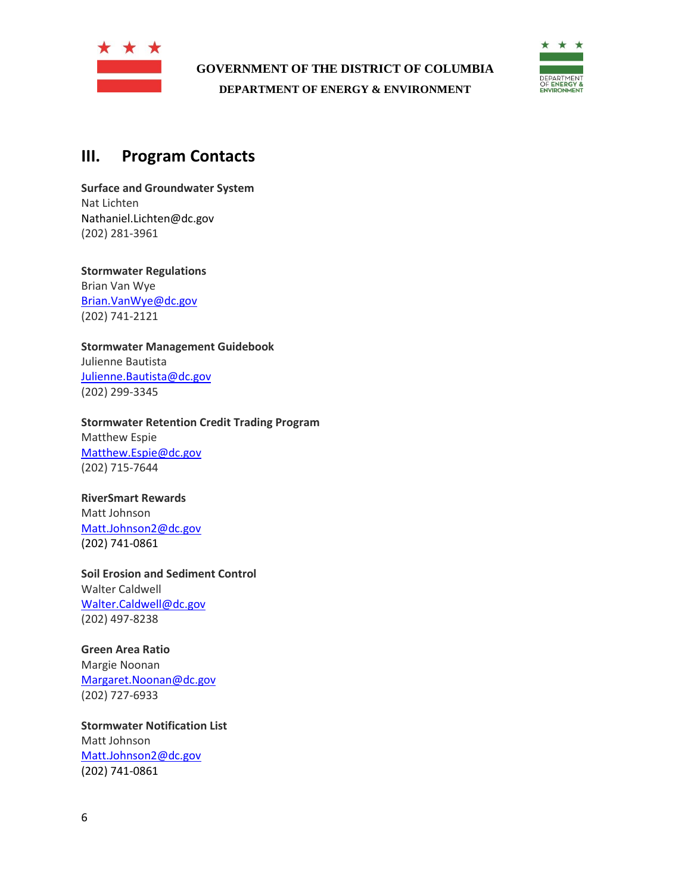## III. Program Contacts

**Surface and Groundwater System**
Nat Lichten
Nathaniel.Lichten@dc.gov
(202) 281-3961

**Stormwater Regulations**
Brian Van Wye
Brian.VanWye@dc.gov
(202) 741-2121

**Stormwater Management Guidebook**
Julienne Bautista
Julienne.Bautista@dc.gov
(202) 299-3345

**Stormwater Retention Credit Trading Program**
Matthew Espie
Matthew.Espie@dc.gov
(202) 715-7644

**RiverSmart Rewards**
Matt Johnson
Matt.Johnson2@dc.gov
(202) 741-0861

**Soil Erosion and Sediment Control**
Walter Caldwell
Walter.Caldwell@dc.gov
(202) 497-8238

**Green Area Ratio**
Margie Noonan
Margaret.Noonan@dc.gov
(202) 727-6933

**Stormwater Notification List**
Matt Johnson
Matt.Johnson2@dc.gov
(202) 741-0861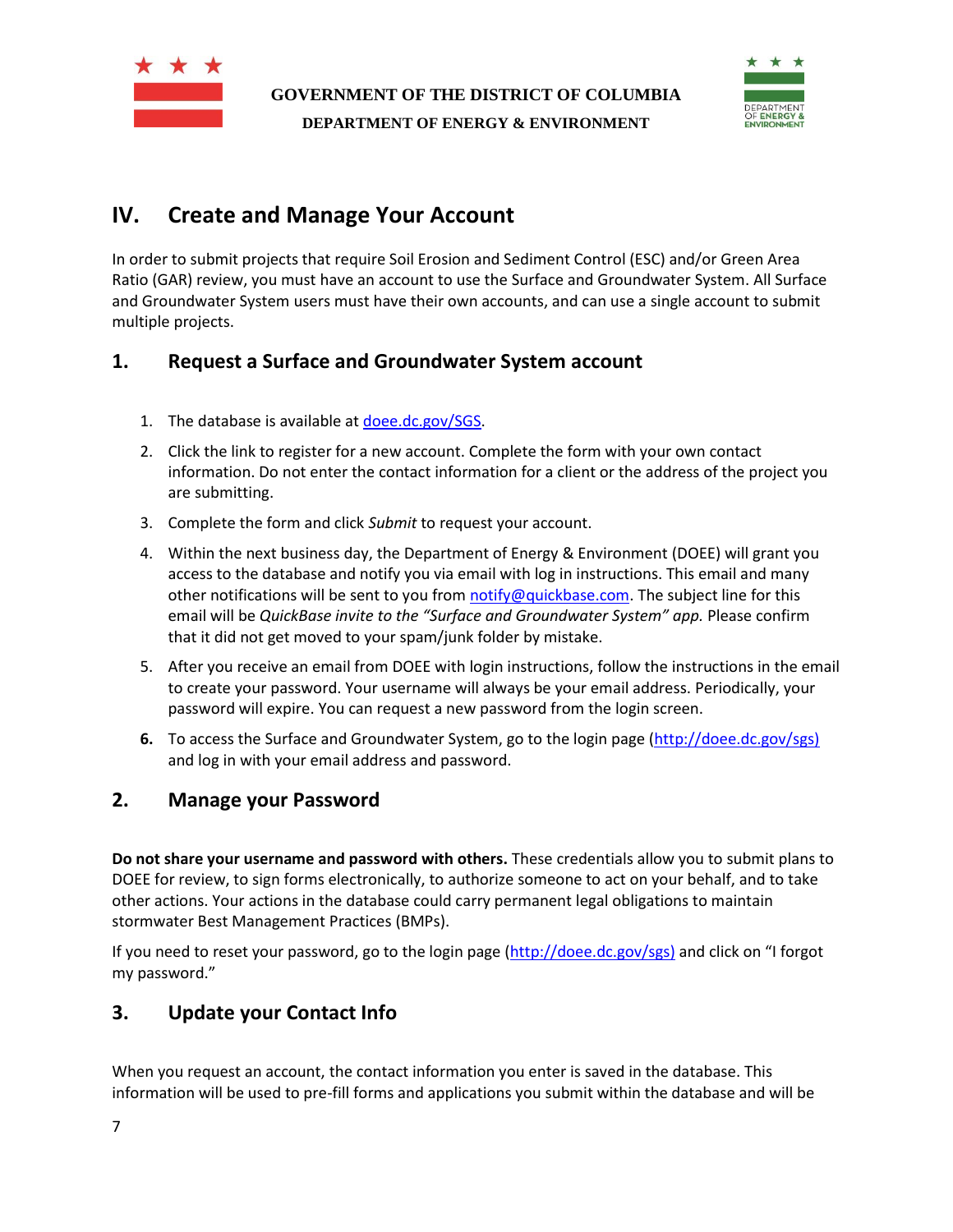# IV. Create and Manage Your Account

In order to submit projects that require Soil Erosion and Sediment Control (ESC) and/or Green Area Ratio (GAR) review, you must have an account to use the Surface and Groundwater System. All Surface and Groundwater System users must have their own accounts, and can use a single account to submit multiple projects.

## 1. Request a Surface and Groundwater System account

1. The database is available at doee.dc.gov/SGS.
2. Click the link to register for a new account. Complete the form with your own contact information. Do not enter the contact information for a client or the address of the project you are submitting.
3. Complete the form and click *Submit* to request your account.
4. Within the next business day, the Department of Energy & Environment (DOEE) will grant you access to the database and notify you via email with log in instructions. This email and many other notifications will be sent to you from notify@quickbase.com. The subject line for this email will be *QuickBase invite to the "Surface and Groundwater System" app.* Please confirm that it did not get moved to your spam/junk folder by mistake.
5. After you receive an email from DOEE with login instructions, follow the instructions in the email to create your password. Your username will always be your email address. Periodically, your password will expire. You can request a new password from the login screen.
6. To access the Surface and Groundwater System, go to the login page (http://doee.dc.gov/sgs) and log in with your email address and password.

## 2. Manage your Password

**Do not share your username and password with others.** These credentials allow you to submit plans to DOEE for review, to sign forms electronically, to authorize someone to act on your behalf, and to take other actions. Your actions in the database could carry permanent legal obligations to maintain stormwater Best Management Practices (BMPs).

If you need to reset your password, go to the login page (http://doee.dc.gov/sgs) and click on "I forgot my password."

## 3. Update your Contact Info

When you request an account, the contact information you enter is saved in the database. This information will be used to pre-fill forms and applications you submit within the database and will be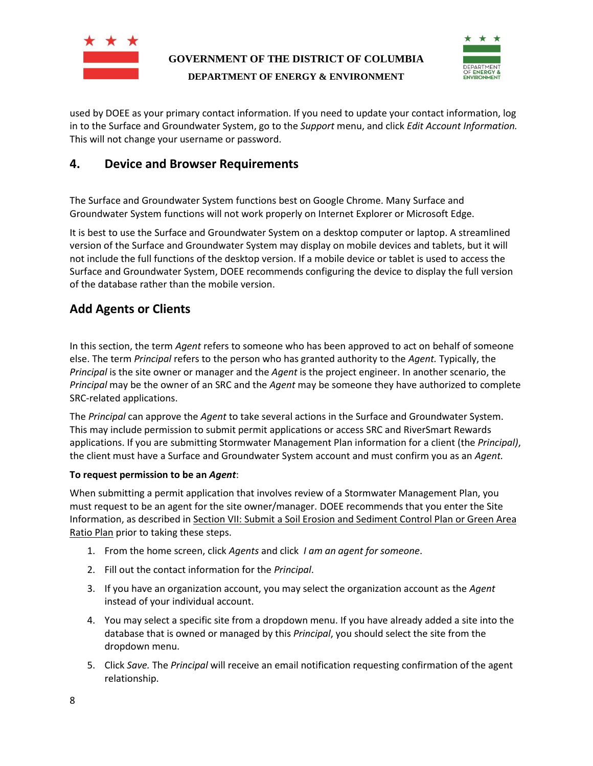used by DOEE as your primary contact information. If you need to update your contact information, log in to the Surface and Groundwater System, go to the *Support* menu, and click *Edit Account Information.* This will not change your username or password.

## 4. Device and Browser Requirements

The Surface and Groundwater System functions best on Google Chrome. Many Surface and Groundwater System functions will not work properly on Internet Explorer or Microsoft Edge.

It is best to use the Surface and Groundwater System on a desktop computer or laptop. A streamlined version of the Surface and Groundwater System may display on mobile devices and tablets, but it will not include the full functions of the desktop version. If a mobile device or tablet is used to access the Surface and Groundwater System, DOEE recommends configuring the device to display the full version of the database rather than the mobile version.

## Add Agents or Clients

In this section, the term *Agent* refers to someone who has been approved to act on behalf of someone else. The term *Principal* refers to the person who has granted authority to the *Agent.* Typically, the *Principal* is the site owner or manager and the *Agent* is the project engineer. In another scenario, the *Principal* may be the owner of an SRC and the *Agent* may be someone they have authorized to complete SRC-related applications.

The *Principal* can approve the *Agent* to take several actions in the Surface and Groundwater System. This may include permission to submit permit applications or access SRC and RiverSmart Rewards applications. If you are submitting Stormwater Management Plan information for a client (the *Principal)*, the client must have a Surface and Groundwater System account and must confirm you as an *Agent.*

**To request permission to be an *Agent*:**

When submitting a permit application that involves review of a Stormwater Management Plan, you must request to be an agent for the site owner/manager. DOEE recommends that you enter the Site Information, as described in Section VII: Submit a Soil Erosion and Sediment Control Plan or Green Area Ratio Plan prior to taking these steps.

1. From the home screen, click *Agents* and click *I am an agent for someone*.
2. Fill out the contact information for the *Principal*.
3. If you have an organization account, you may select the organization account as the *Agent* instead of your individual account.
4. You may select a specific site from a dropdown menu. If you have already added a site into the database that is owned or managed by this *Principal*, you should select the site from the dropdown menu.
5. Click *Save.* The *Principal* will receive an email notification requesting confirmation of the agent relationship.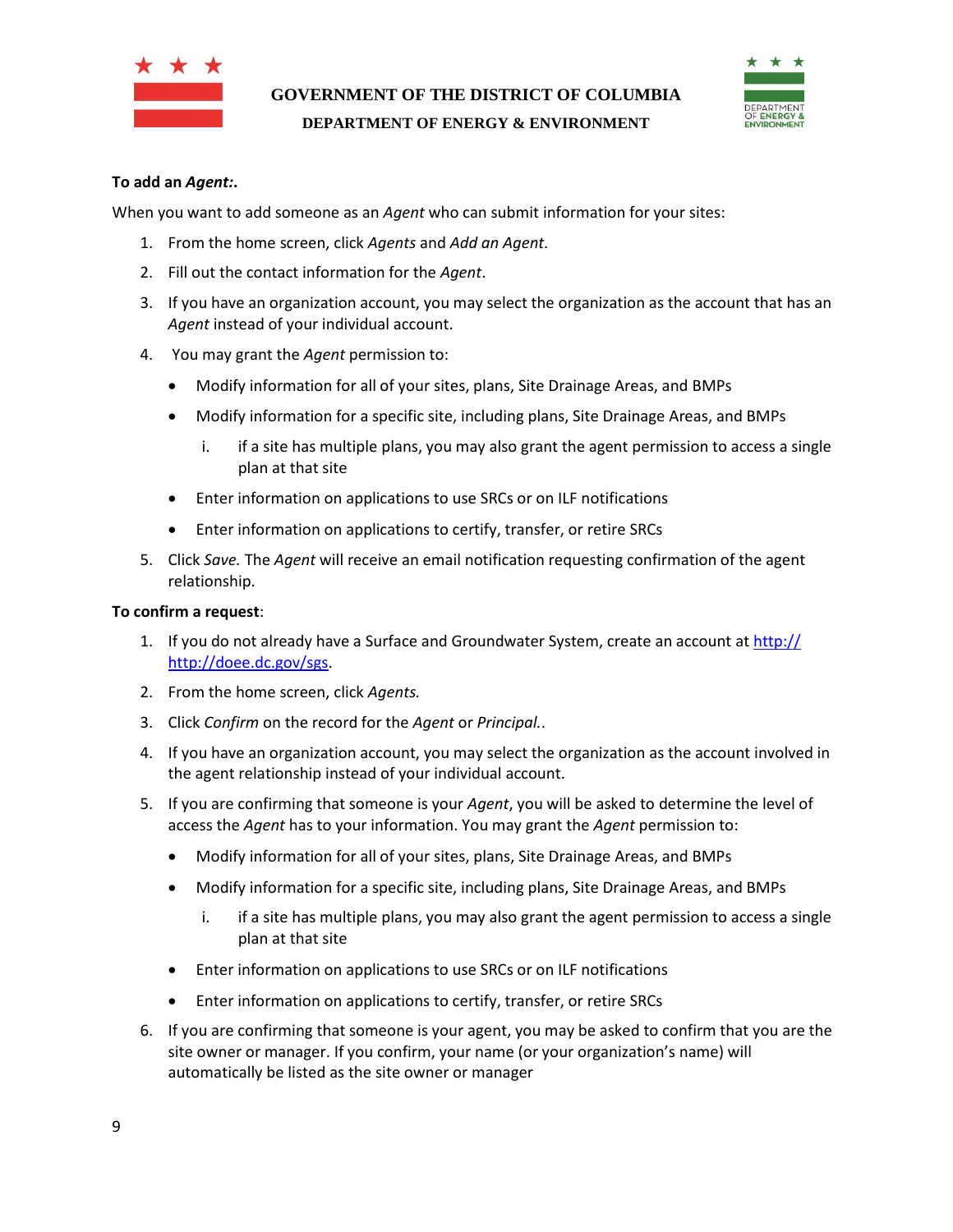**To add an *Agent*:.**

When you want to add someone as an *Agent* who can submit information for your sites:

1. From the home screen, click *Agents* and *Add an Agent*.
2. Fill out the contact information for the *Agent*.
3. If you have an organization account, you may select the organization as the account that has an *Agent* instead of your individual account.
4. You may grant the *Agent* permission to:
   - Modify information for all of your sites, plans, Site Drainage Areas, and BMPs
   - Modify information for a specific site, including plans, Site Drainage Areas, and BMPs
     i. if a site has multiple plans, you may also grant the agent permission to access a single plan at that site
   - Enter information on applications to use SRCs or on ILF notifications
   - Enter information on applications to certify, transfer, or retire SRCs
5. Click *Save.* The *Agent* will receive an email notification requesting confirmation of the agent relationship.

**To confirm a request**:

1. If you do not already have a Surface and Groundwater System, create an account at [http:// http://doee.dc.gov/sgs](http://doee.dc.gov/sgs).
2. From the home screen, click *Agents.*
3. Click *Confirm* on the record for the *Agent* or *Principal.*.
4. If you have an organization account, you may select the organization as the account involved in the agent relationship instead of your individual account.
5. If you are confirming that someone is your *Agent*, you will be asked to determine the level of access the *Agent* has to your information. You may grant the *Agent* permission to:
   - Modify information for all of your sites, plans, Site Drainage Areas, and BMPs
   - Modify information for a specific site, including plans, Site Drainage Areas, and BMPs
     i. if a site has multiple plans, you may also grant the agent permission to access a single plan at that site
   - Enter information on applications to use SRCs or on ILF notifications
   - Enter information on applications to certify, transfer, or retire SRCs
6. If you are confirming that someone is your agent, you may be asked to confirm that you are the site owner or manager. If you confirm, your name (or your organization's name) will automatically be listed as the site owner or manager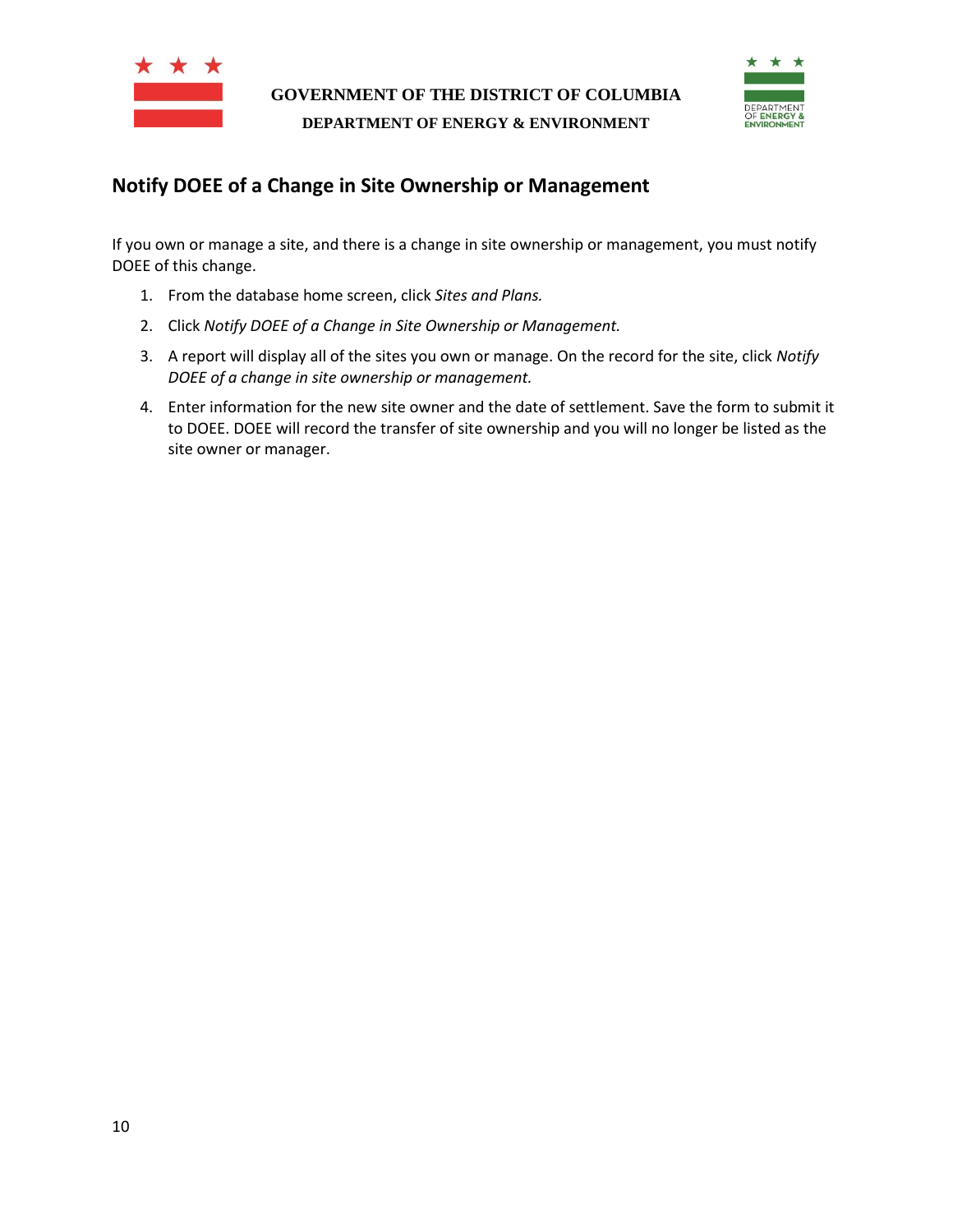## Notify DOEE of a Change in Site Ownership or Management

If you own or manage a site, and there is a change in site ownership or management, you must notify DOEE of this change.

1. From the database home screen, click *Sites and Plans.*
2. Click *Notify DOEE of a Change in Site Ownership or Management.*
3. A report will display all of the sites you own or manage. On the record for the site, click *Notify DOEE of a change in site ownership or management.*
4. Enter information for the new site owner and the date of settlement. Save the form to submit it to DOEE. DOEE will record the transfer of site ownership and you will no longer be listed as the site owner or manager.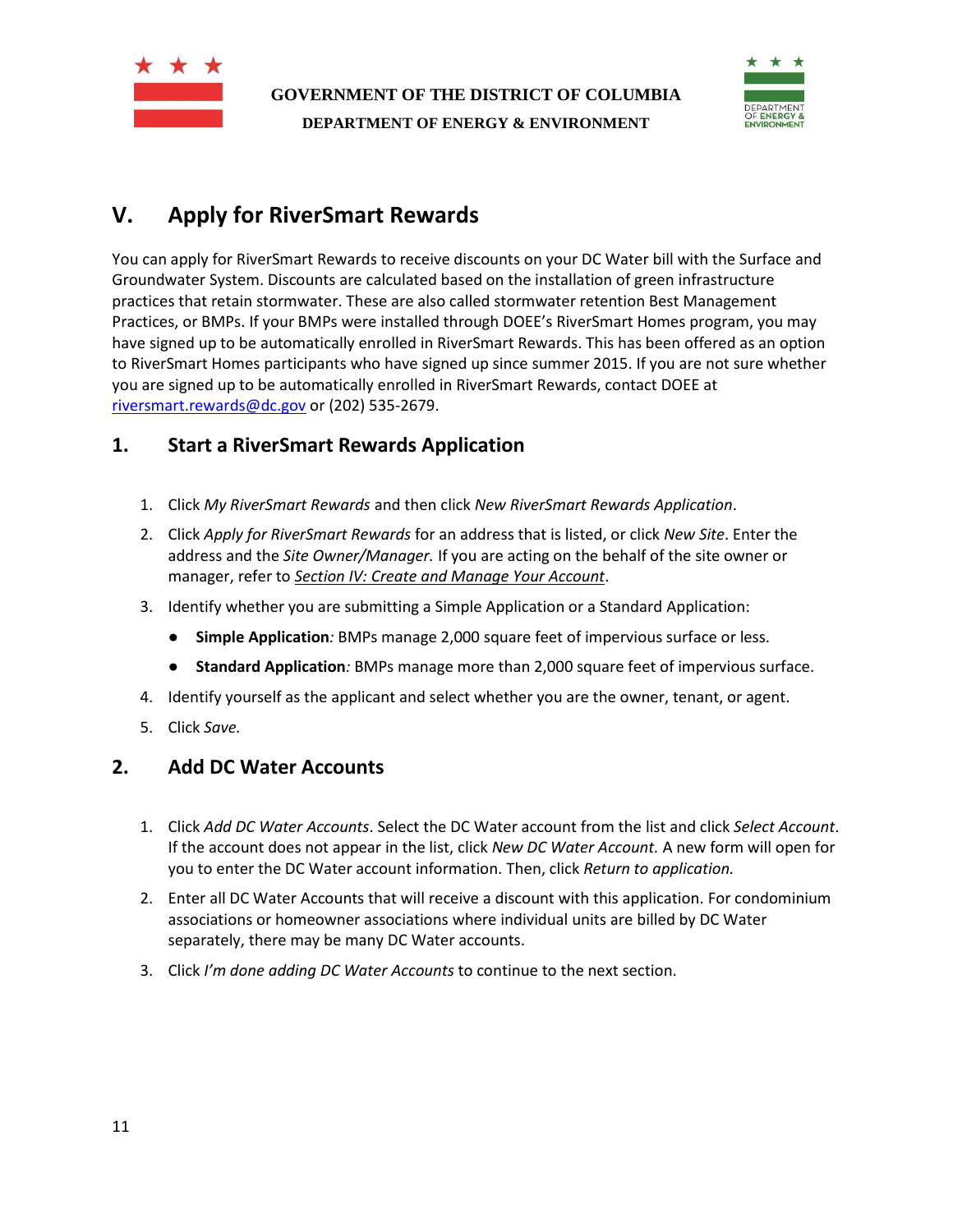## V. Apply for RiverSmart Rewards

You can apply for RiverSmart Rewards to receive discounts on your DC Water bill with the Surface and Groundwater System. Discounts are calculated based on the installation of green infrastructure practices that retain stormwater. These are also called stormwater retention Best Management Practices, or BMPs. If your BMPs were installed through DOEE's RiverSmart Homes program, you may have signed up to be automatically enrolled in RiverSmart Rewards. This has been offered as an option to RiverSmart Homes participants who have signed up since summer 2015. If you are not sure whether you are signed up to be automatically enrolled in RiverSmart Rewards, contact DOEE at riversmart.rewards@dc.gov or (202) 535-2679.

### 1. Start a RiverSmart Rewards Application

1. Click *My RiverSmart Rewards* and then click *New RiverSmart Rewards Application*.
2. Click *Apply for RiverSmart Rewards* for an address that is listed, or click *New Site*. Enter the address and the *Site Owner/Manager.* If you are acting on the behalf of the site owner or manager, refer to *Section IV: Create and Manage Your Account*.
3. Identify whether you are submitting a Simple Application or a Standard Application:
   - **Simple Application***:* BMPs manage 2,000 square feet of impervious surface or less.
   - **Standard Application***:* BMPs manage more than 2,000 square feet of impervious surface.
4. Identify yourself as the applicant and select whether you are the owner, tenant, or agent.
5. Click *Save.*

### 2. Add DC Water Accounts

1. Click *Add DC Water Accounts*. Select the DC Water account from the list and click *Select Account*. If the account does not appear in the list, click *New DC Water Account.* A new form will open for you to enter the DC Water account information. Then, click *Return to application.*
2. Enter all DC Water Accounts that will receive a discount with this application. For condominium associations or homeowner associations where individual units are billed by DC Water separately, there may be many DC Water accounts.
3. Click *I'm done adding DC Water Accounts* to continue to the next section.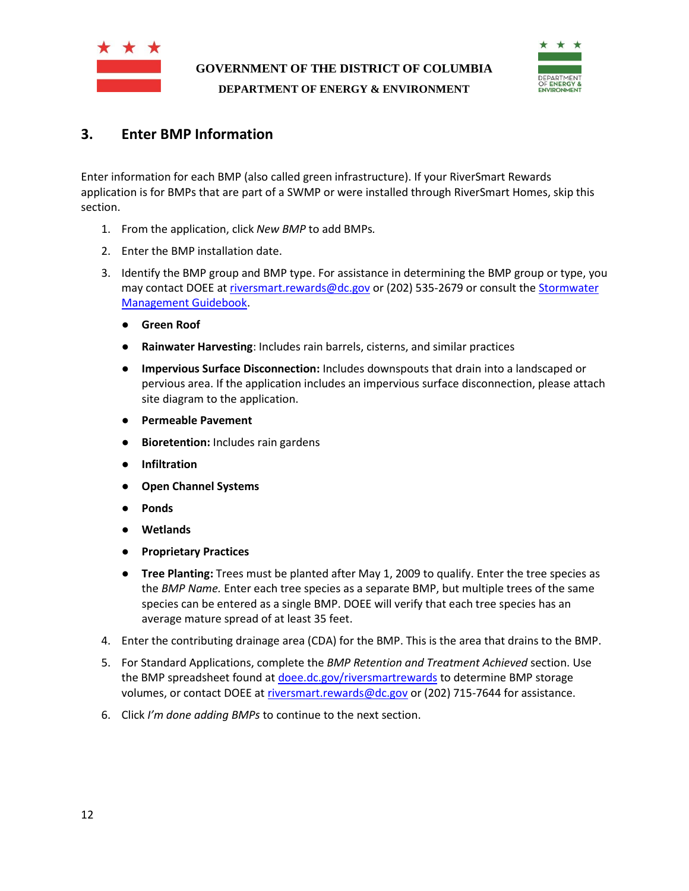## 3. Enter BMP Information

Enter information for each BMP (also called green infrastructure). If your RiverSmart Rewards application is for BMPs that are part of a SWMP or were installed through RiverSmart Homes, skip this section.

1. From the application, click *New BMP* to add BMPs.
2. Enter the BMP installation date.
3. Identify the BMP group and BMP type. For assistance in determining the BMP group or type, you may contact DOEE at [riversmart.rewards@dc.gov](mailto:riversmart.rewards@dc.gov) or (202) 535-2679 or consult the [Stormwater Management Guidebook](#).
   - **Green Roof**
   - **Rainwater Harvesting**: Includes rain barrels, cisterns, and similar practices
   - **Impervious Surface Disconnection:** Includes downspouts that drain into a landscaped or pervious area. If the application includes an impervious surface disconnection, please attach site diagram to the application.
   - **Permeable Pavement**
   - **Bioretention:** Includes rain gardens
   - **Infiltration**
   - **Open Channel Systems**
   - **Ponds**
   - **Wetlands**
   - **Proprietary Practices**
   - **Tree Planting:** Trees must be planted after May 1, 2009 to qualify. Enter the tree species as the *BMP Name.* Enter each tree species as a separate BMP, but multiple trees of the same species can be entered as a single BMP. DOEE will verify that each tree species has an average mature spread of at least 35 feet.
4. Enter the contributing drainage area (CDA) for the BMP. This is the area that drains to the BMP.
5. For Standard Applications, complete the *BMP Retention and Treatment Achieved* section. Use the BMP spreadsheet found at [doee.dc.gov/riversmartrewards](https://doee.dc.gov/riversmartrewards) to determine BMP storage volumes, or contact DOEE at [riversmart.rewards@dc.gov](mailto:riversmart.rewards@dc.gov) or (202) 715-7644 for assistance.
6. Click *I'm done adding BMPs* to continue to the next section.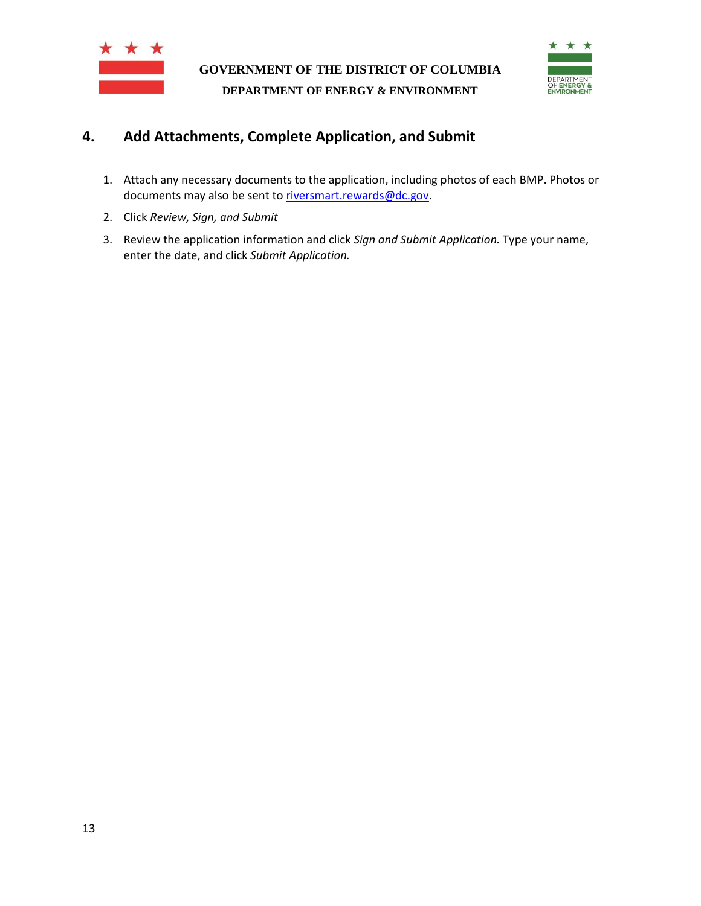## 4. Add Attachments, Complete Application, and Submit

1. Attach any necessary documents to the application, including photos of each BMP. Photos or documents may also be sent to [riversmart.rewards@dc.gov](mailto:riversmart.rewards@dc.gov).
2. Click *Review, Sign, and Submit*
3. Review the application information and click *Sign and Submit Application.* Type your name, enter the date, and click *Submit Application.*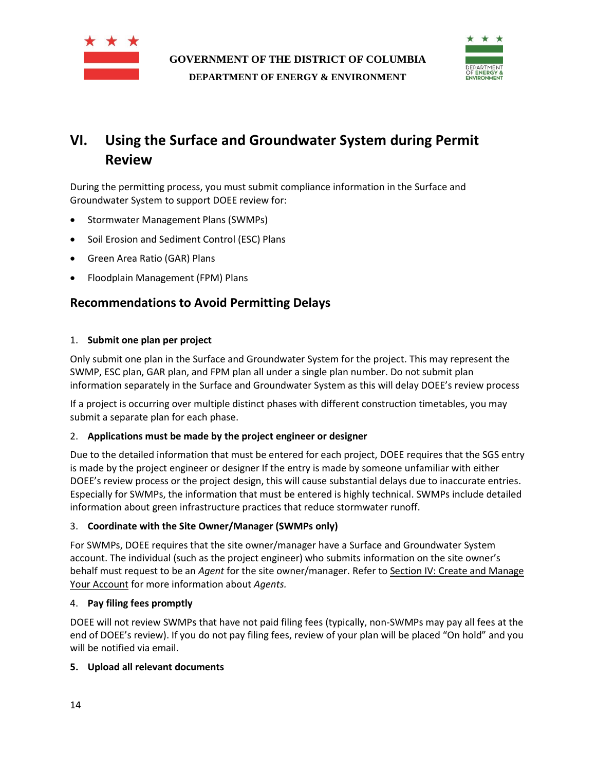# VI. Using the Surface and Groundwater System during Permit Review

During the permitting process, you must submit compliance information in the Surface and Groundwater System to support DOEE review for:

- Stormwater Management Plans (SWMPs)
- Soil Erosion and Sediment Control (ESC) Plans
- Green Area Ratio (GAR) Plans
- Floodplain Management (FPM) Plans

## Recommendations to Avoid Permitting Delays

1. **Submit one plan per project**

Only submit one plan in the Surface and Groundwater System for the project. This may represent the SWMP, ESC plan, GAR plan, and FPM plan all under a single plan number. Do not submit plan information separately in the Surface and Groundwater System as this will delay DOEE's review process

If a project is occurring over multiple distinct phases with different construction timetables, you may submit a separate plan for each phase.

2. **Applications must be made by the project engineer or designer**

Due to the detailed information that must be entered for each project, DOEE requires that the SGS entry is made by the project engineer or designer If the entry is made by someone unfamiliar with either DOEE's review process or the project design, this will cause substantial delays due to inaccurate entries. Especially for SWMPs, the information that must be entered is highly technical. SWMPs include detailed information about green infrastructure practices that reduce stormwater runoff.

3. **Coordinate with the Site Owner/Manager (SWMPs only)**

For SWMPs, DOEE requires that the site owner/manager have a Surface and Groundwater System account. The individual (such as the project engineer) who submits information on the site owner's behalf must request to be an *Agent* for the site owner/manager. Refer to Section IV: Create and Manage Your Account for more information about *Agents.*

4. **Pay filing fees promptly**

DOEE will not review SWMPs that have not paid filing fees (typically, non-SWMPs may pay all fees at the end of DOEE's review). If you do not pay filing fees, review of your plan will be placed "On hold" and you will be notified via email.

5. **Upload all relevant documents**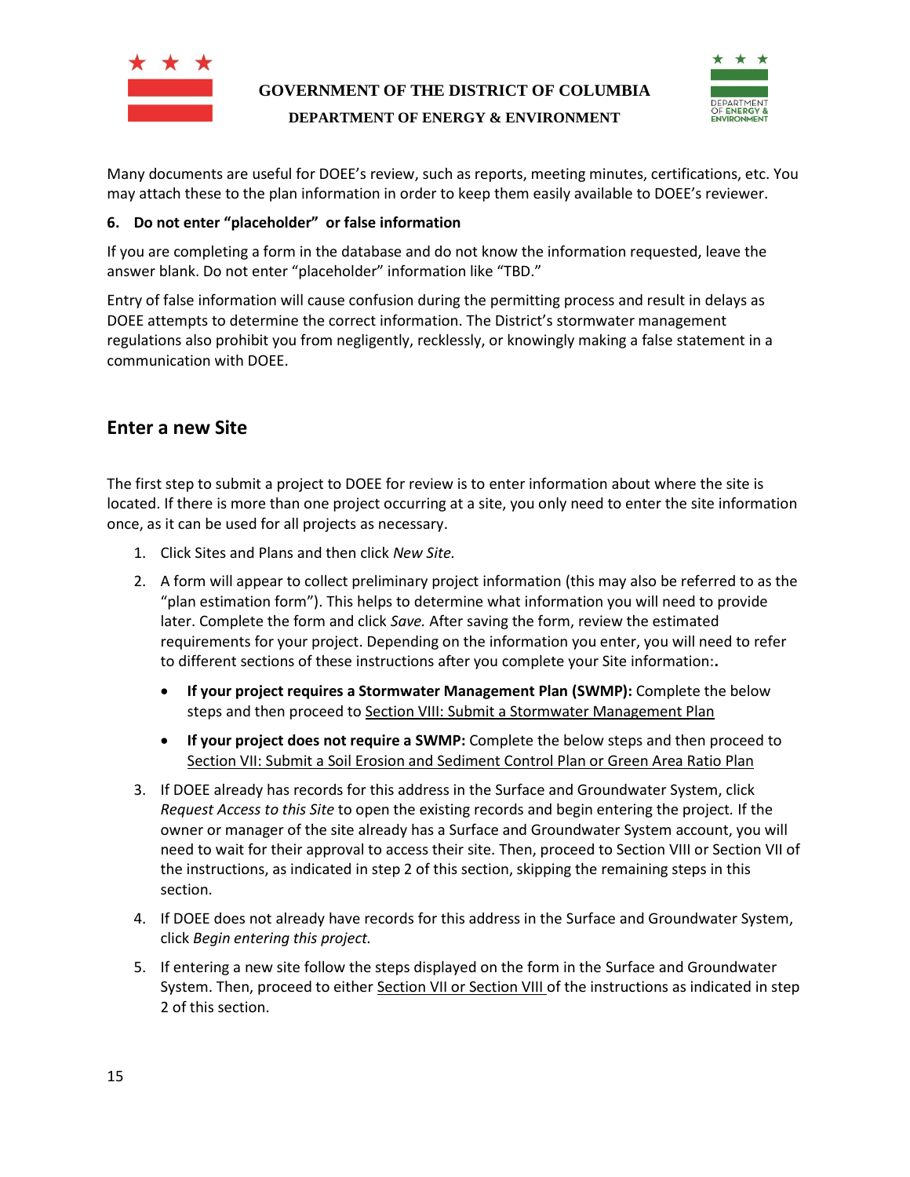Many documents are useful for DOEE's review, such as reports, meeting minutes, certifications, etc. You may attach these to the plan information in order to keep them easily available to DOEE's reviewer.

**6. Do not enter "placeholder" or false information**

If you are completing a form in the database and do not know the information requested, leave the answer blank. Do not enter "placeholder" information like "TBD."

Entry of false information will cause confusion during the permitting process and result in delays as DOEE attempts to determine the correct information. The District's stormwater management regulations also prohibit you from negligently, recklessly, or knowingly making a false statement in a communication with DOEE.

## Enter a new Site

The first step to submit a project to DOEE for review is to enter information about where the site is located. If there is more than one project occurring at a site, you only need to enter the site information once, as it can be used for all projects as necessary.

1. Click Sites and Plans and then click *New Site.*
2. A form will appear to collect preliminary project information (this may also be referred to as the "plan estimation form"). This helps to determine what information you will need to provide later. Complete the form and click *Save.* After saving the form, review the estimated requirements for your project. Depending on the information you enter, you will need to refer to different sections of these instructions after you complete your Site information:**.**
   - **If your project requires a Stormwater Management Plan (SWMP):** Complete the below steps and then proceed to Section VIII: Submit a Stormwater Management Plan
   - **If your project does not require a SWMP:** Complete the below steps and then proceed to Section VII: Submit a Soil Erosion and Sediment Control Plan or Green Area Ratio Plan
3. If DOEE already has records for this address in the Surface and Groundwater System, click *Request Access to this Site* to open the existing records and begin entering the project. If the owner or manager of the site already has a Surface and Groundwater System account, you will need to wait for their approval to access their site. Then, proceed to Section VIII or Section VII of the instructions, as indicated in step 2 of this section, skipping the remaining steps in this section.
4. If DOEE does not already have records for this address in the Surface and Groundwater System, click *Begin entering this project.*
5. If entering a new site follow the steps displayed on the form in the Surface and Groundwater System. Then, proceed to either Section VII or Section VIII of the instructions as indicated in step 2 of this section.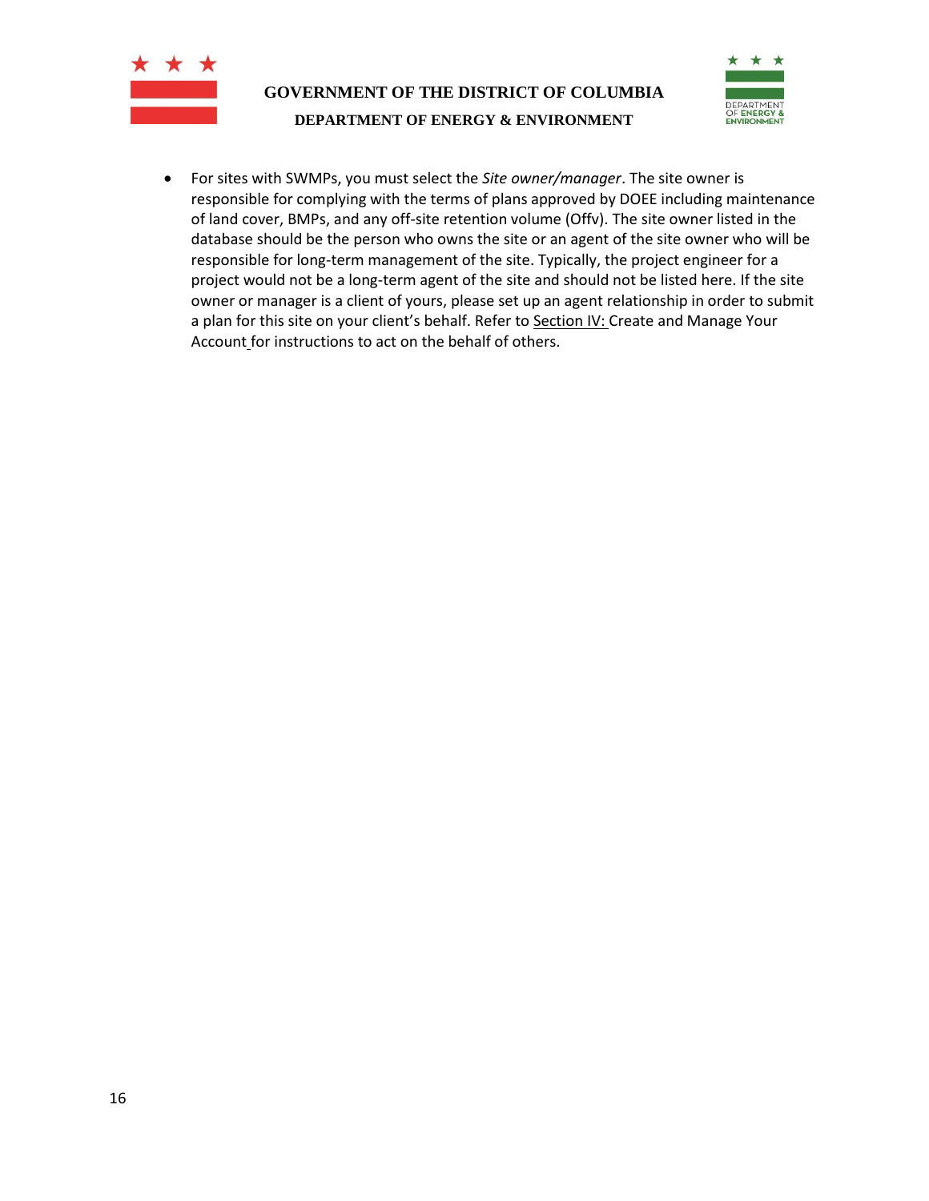- For sites with SWMPs, you must select the *Site owner/manager*. The site owner is responsible for complying with the terms of plans approved by DOEE including maintenance of land cover, BMPs, and any off-site retention volume (Offv). The site owner listed in the database should be the person who owns the site or an agent of the site owner who will be responsible for long-term management of the site. Typically, the project engineer for a project would not be a long-term agent of the site and should not be listed here. If the site owner or manager is a client of yours, please set up an agent relationship in order to submit a plan for this site on your client's behalf. Refer to Section IV: Create and Manage Your Account for instructions to act on the behalf of others.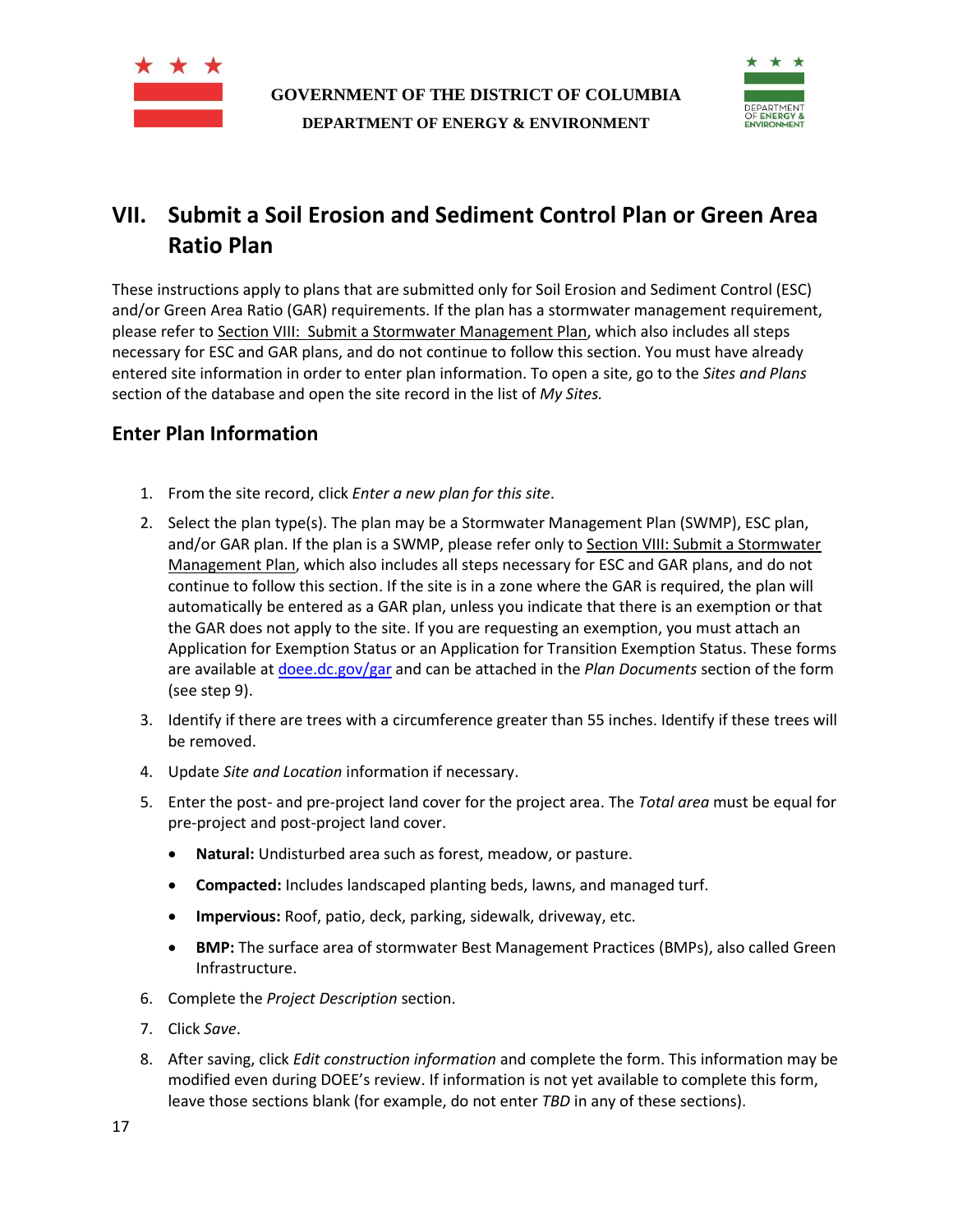## VII. Submit a Soil Erosion and Sediment Control Plan or Green Area Ratio Plan

These instructions apply to plans that are submitted only for Soil Erosion and Sediment Control (ESC) and/or Green Area Ratio (GAR) requirements. If the plan has a stormwater management requirement, please refer to Section VIII: Submit a Stormwater Management Plan, which also includes all steps necessary for ESC and GAR plans, and do not continue to follow this section. You must have already entered site information in order to enter plan information. To open a site, go to the *Sites and Plans* section of the database and open the site record in the list of *My Sites.*

### Enter Plan Information

1. From the site record, click *Enter a new plan for this site*.
2. Select the plan type(s). The plan may be a Stormwater Management Plan (SWMP), ESC plan, and/or GAR plan. If the plan is a SWMP, please refer only to Section VIII: Submit a Stormwater Management Plan, which also includes all steps necessary for ESC and GAR plans, and do not continue to follow this section. If the site is in a zone where the GAR is required, the plan will automatically be entered as a GAR plan, unless you indicate that there is an exemption or that the GAR does not apply to the site. If you are requesting an exemption, you must attach an Application for Exemption Status or an Application for Transition Exemption Status. These forms are available at [doee.dc.gov/gar](doee.dc.gov/gar) and can be attached in the *Plan Documents* section of the form (see step 9).
3. Identify if there are trees with a circumference greater than 55 inches. Identify if these trees will be removed.
4. Update *Site and Location* information if necessary.
5. Enter the post- and pre-project land cover for the project area. The *Total area* must be equal for pre-project and post-project land cover.
   - **Natural:** Undisturbed area such as forest, meadow, or pasture.
   - **Compacted:** Includes landscaped planting beds, lawns, and managed turf.
   - **Impervious:** Roof, patio, deck, parking, sidewalk, driveway, etc.
   - **BMP:** The surface area of stormwater Best Management Practices (BMPs), also called Green Infrastructure.
6. Complete the *Project Description* section.
7. Click *Save*.
8. After saving, click *Edit construction information* and complete the form. This information may be modified even during DOEE's review. If information is not yet available to complete this form, leave those sections blank (for example, do not enter *TBD* in any of these sections).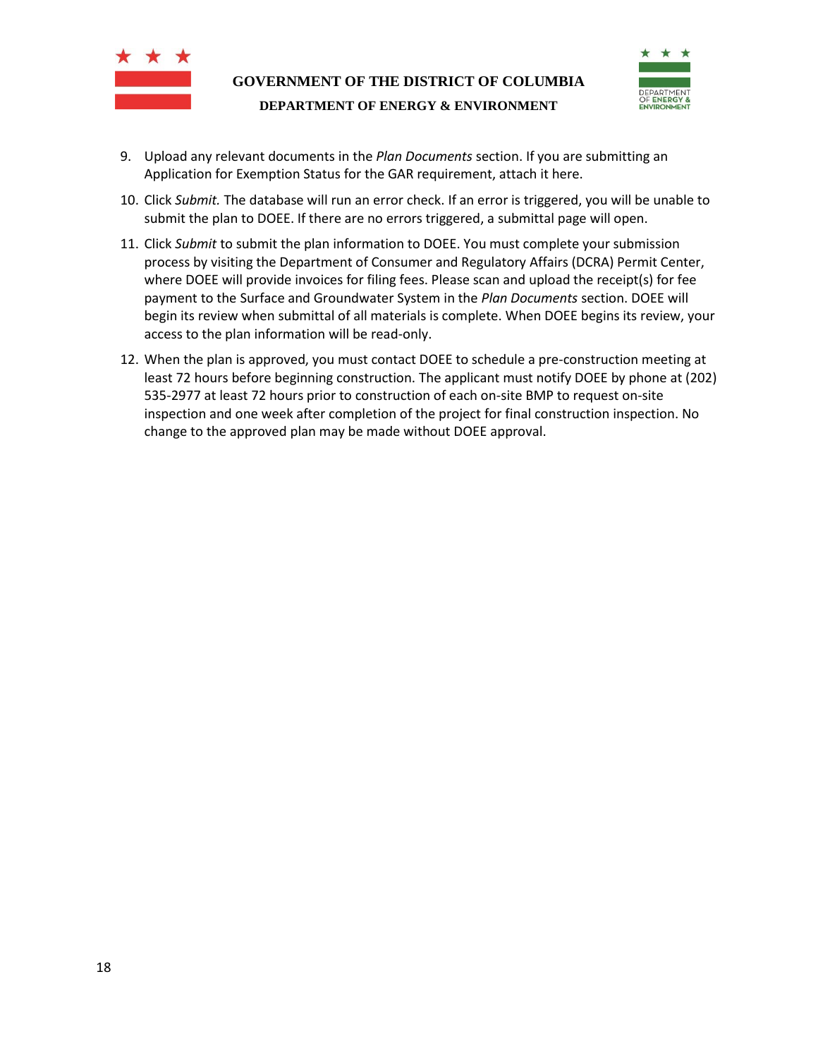9. Upload any relevant documents in the *Plan Documents* section. If you are submitting an Application for Exemption Status for the GAR requirement, attach it here.
10. Click *Submit.* The database will run an error check. If an error is triggered, you will be unable to submit the plan to DOEE. If there are no errors triggered, a submittal page will open.
11. Click *Submit* to submit the plan information to DOEE. You must complete your submission process by visiting the Department of Consumer and Regulatory Affairs (DCRA) Permit Center, where DOEE will provide invoices for filing fees. Please scan and upload the receipt(s) for fee payment to the Surface and Groundwater System in the *Plan Documents* section. DOEE will begin its review when submittal of all materials is complete. When DOEE begins its review, your access to the plan information will be read-only.
12. When the plan is approved, you must contact DOEE to schedule a pre-construction meeting at least 72 hours before beginning construction. The applicant must notify DOEE by phone at (202) 535-2977 at least 72 hours prior to construction of each on-site BMP to request on-site inspection and one week after completion of the project for final construction inspection. No change to the approved plan may be made without DOEE approval.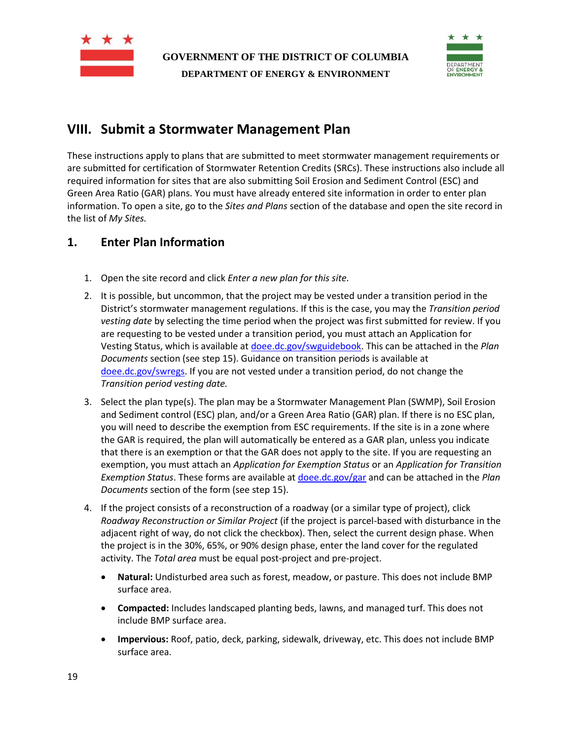## VIII. Submit a Stormwater Management Plan

These instructions apply to plans that are submitted to meet stormwater management requirements or are submitted for certification of Stormwater Retention Credits (SRCs). These instructions also include all required information for sites that are also submitting Soil Erosion and Sediment Control (ESC) and Green Area Ratio (GAR) plans. You must have already entered site information in order to enter plan information. To open a site, go to the *Sites and Plans* section of the database and open the site record in the list of *My Sites*.

### 1. Enter Plan Information

1. Open the site record and click *Enter a new plan for this site*.
2. It is possible, but uncommon, that the project may be vested under a transition period in the District's stormwater management regulations. If this is the case, you may the *Transition period vesting date* by selecting the time period when the project was first submitted for review. If you are requesting to be vested under a transition period, you must attach an Application for Vesting Status, which is available at [doee.dc.gov/swguidebook](doee.dc.gov/swguidebook). This can be attached in the *Plan Documents* section (see step 15). Guidance on transition periods is available at [doee.dc.gov/swregs](doee.dc.gov/swregs). If you are not vested under a transition period, do not change the *Transition period vesting date.*
3. Select the plan type(s). The plan may be a Stormwater Management Plan (SWMP), Soil Erosion and Sediment control (ESC) plan, and/or a Green Area Ratio (GAR) plan. If there is no ESC plan, you will need to describe the exemption from ESC requirements. If the site is in a zone where the GAR is required, the plan will automatically be entered as a GAR plan, unless you indicate that there is an exemption or that the GAR does not apply to the site. If you are requesting an exemption, you must attach an *Application for Exemption Status* or an *Application for Transition Exemption Status*. These forms are available at [doee.dc.gov/gar](doee.dc.gov/gar) and can be attached in the *Plan Documents* section of the form (see step 15).
4. If the project consists of a reconstruction of a roadway (or a similar type of project), click *Roadway Reconstruction or Similar Project* (if the project is parcel-based with disturbance in the adjacent right of way, do not click the checkbox). Then, select the current design phase. When the project is in the 30%, 65%, or 90% design phase, enter the land cover for the regulated activity. The *Total area* must be equal post-project and pre-project.
   - **Natural:** Undisturbed area such as forest, meadow, or pasture. This does not include BMP surface area.
   - **Compacted:** Includes landscaped planting beds, lawns, and managed turf. This does not include BMP surface area.
   - **Impervious:** Roof, patio, deck, parking, sidewalk, driveway, etc. This does not include BMP surface area.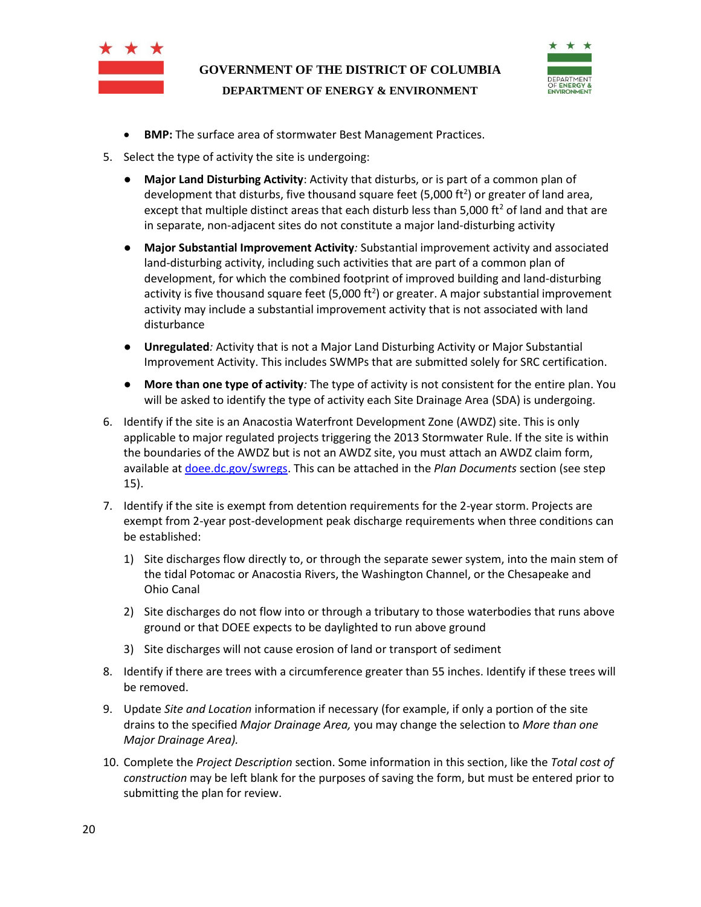- **BMP:** The surface area of stormwater Best Management Practices.

5. Select the type of activity the site is undergoing:

   - **Major Land Disturbing Activity**: Activity that disturbs, or is part of a common plan of development that disturbs, five thousand square feet (5,000 $ft^2$) or greater of land area, except that multiple distinct areas that each disturb less than 5,000 $ft^2$ of land and that are in separate, non-adjacent sites do not constitute a major land-disturbing activity
   - **Major Substantial Improvement Activity***:* Substantial improvement activity and associated land-disturbing activity, including such activities that are part of a common plan of development, for which the combined footprint of improved building and land-disturbing activity is five thousand square feet (5,000 $ft^2$) or greater. A major substantial improvement activity may include a substantial improvement activity that is not associated with land disturbance
   - **Unregulated***:* Activity that is not a Major Land Disturbing Activity or Major Substantial Improvement Activity. This includes SWMPs that are submitted solely for SRC certification.
   - **More than one type of activity***:* The type of activity is not consistent for the entire plan. You will be asked to identify the type of activity each Site Drainage Area (SDA) is undergoing.

6. Identify if the site is an Anacostia Waterfront Development Zone (AWDZ) site. This is only applicable to major regulated projects triggering the 2013 Stormwater Rule. If the site is within the boundaries of the AWDZ but is not an AWDZ site, you must attach an AWDZ claim form, available at doee.dc.gov/swregs. This can be attached in the *Plan Documents* section (see step 15).

7. Identify if the site is exempt from detention requirements for the 2-year storm. Projects are exempt from 2-year post-development peak discharge requirements when three conditions can be established:

   1) Site discharges flow directly to, or through the separate sewer system, into the main stem of the tidal Potomac or Anacostia Rivers, the Washington Channel, or the Chesapeake and Ohio Canal
   2) Site discharges do not flow into or through a tributary to those waterbodies that runs above ground or that DOEE expects to be daylighted to run above ground
   3) Site discharges will not cause erosion of land or transport of sediment

8. Identify if there are trees with a circumference greater than 55 inches. Identify if these trees will be removed.

9. Update *Site and Location* information if necessary (for example, if only a portion of the site drains to the specified *Major Drainage Area,* you may change the selection to *More than one Major Drainage Area).*

10. Complete the *Project Description* section. Some information in this section, like the *Total cost of construction* may be left blank for the purposes of saving the form, but must be entered prior to submitting the plan for review.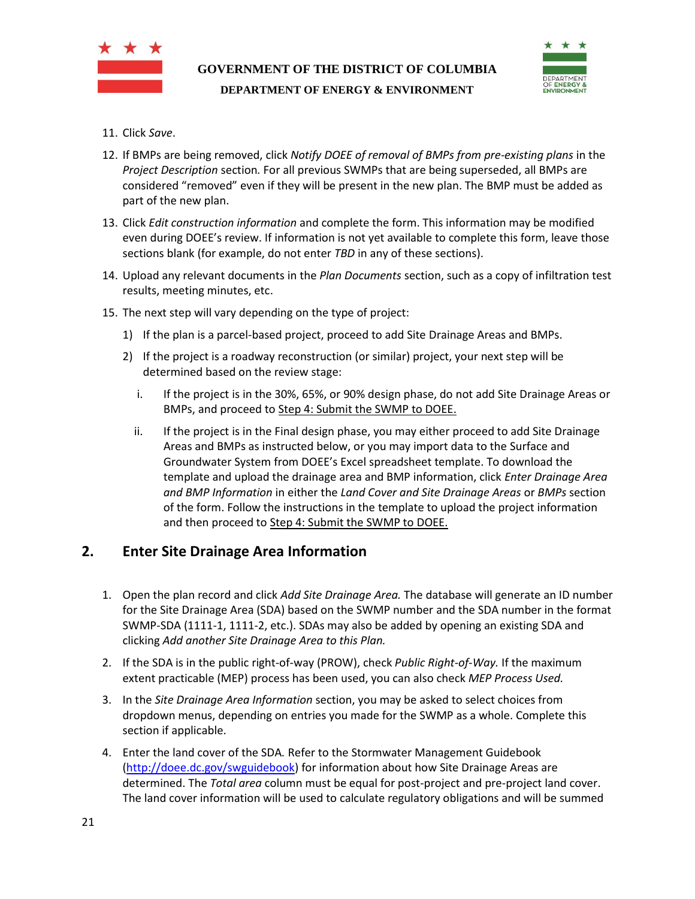11. Click *Save*.
12. If BMPs are being removed, click *Notify DOEE of removal of BMPs from pre-existing plans* in the *Project Description* section*.* For all previous SWMPs that are being superseded, all BMPs are considered "removed" even if they will be present in the new plan. The BMP must be added as part of the new plan.
13. Click *Edit construction information* and complete the form. This information may be modified even during DOEE's review. If information is not yet available to complete this form, leave those sections blank (for example, do not enter *TBD* in any of these sections).
14. Upload any relevant documents in the *Plan Documents* section, such as a copy of infiltration test results, meeting minutes, etc.
15. The next step will vary depending on the type of project:
    1) If the plan is a parcel-based project, proceed to add Site Drainage Areas and BMPs.
    2) If the project is a roadway reconstruction (or similar) project, your next step will be determined based on the review stage:
        i. If the project is in the 30%, 65%, or 90% design phase, do not add Site Drainage Areas or BMPs, and proceed to Step 4: Submit the SWMP to DOEE.
        ii. If the project is in the Final design phase, you may either proceed to add Site Drainage Areas and BMPs as instructed below, or you may import data to the Surface and Groundwater System from DOEE's Excel spreadsheet template. To download the template and upload the drainage area and BMP information, click *Enter Drainage Area and BMP Information* in either the *Land Cover and Site Drainage Areas* or *BMPs* section of the form. Follow the instructions in the template to upload the project information and then proceed to Step 4: Submit the SWMP to DOEE.

## 2. Enter Site Drainage Area Information

1. Open the plan record and click *Add Site Drainage Area.* The database will generate an ID number for the Site Drainage Area (SDA) based on the SWMP number and the SDA number in the format SWMP-SDA (1111-1, 1111-2, etc.). SDAs may also be added by opening an existing SDA and clicking *Add another Site Drainage Area to this Plan.*
2. If the SDA is in the public right-of-way (PROW), check *Public Right-of-Way.* If the maximum extent practicable (MEP) process has been used, you can also check *MEP Process Used.*
3. In the *Site Drainage Area Information* section, you may be asked to select choices from dropdown menus, depending on entries you made for the SWMP as a whole. Complete this section if applicable.
4. Enter the land cover of the SDA. Refer to the Stormwater Management Guidebook (http://doee.dc.gov/swguidebook) for information about how Site Drainage Areas are determined. The *Total area* column must be equal for post-project and pre-project land cover. The land cover information will be used to calculate regulatory obligations and will be summed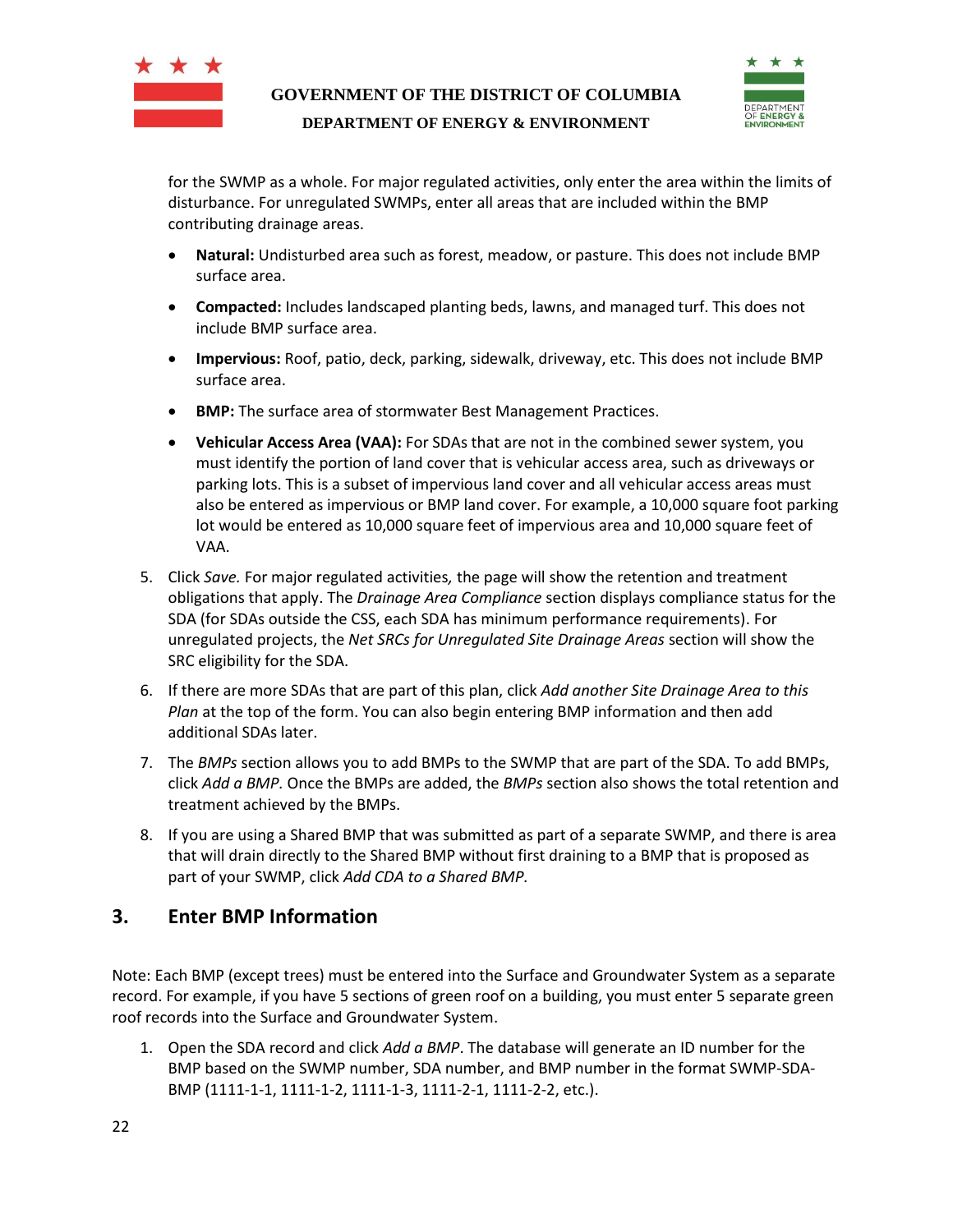for the SWMP as a whole. For major regulated activities, only enter the area within the limits of disturbance. For unregulated SWMPs, enter all areas that are included within the BMP contributing drainage areas.

- **Natural:** Undisturbed area such as forest, meadow, or pasture. This does not include BMP surface area.
- **Compacted:** Includes landscaped planting beds, lawns, and managed turf. This does not include BMP surface area.
- **Impervious:** Roof, patio, deck, parking, sidewalk, driveway, etc. This does not include BMP surface area.
- **BMP:** The surface area of stormwater Best Management Practices.
- **Vehicular Access Area (VAA):** For SDAs that are not in the combined sewer system, you must identify the portion of land cover that is vehicular access area, such as driveways or parking lots. This is a subset of impervious land cover and all vehicular access areas must also be entered as impervious or BMP land cover. For example, a 10,000 square foot parking lot would be entered as 10,000 square feet of impervious area and 10,000 square feet of VAA.

5. Click *Save.* For major regulated activities, the page will show the retention and treatment obligations that apply. The *Drainage Area Compliance* section displays compliance status for the SDA (for SDAs outside the CSS, each SDA has minimum performance requirements). For unregulated projects, the *Net SRCs for Unregulated Site Drainage Areas* section will show the SRC eligibility for the SDA.
6. If there are more SDAs that are part of this plan, click *Add another Site Drainage Area to this Plan* at the top of the form. You can also begin entering BMP information and then add additional SDAs later.
7. The *BMPs* section allows you to add BMPs to the SWMP that are part of the SDA. To add BMPs, click *Add a BMP.* Once the BMPs are added, the *BMPs* section also shows the total retention and treatment achieved by the BMPs.
8. If you are using a Shared BMP that was submitted as part of a separate SWMP, and there is area that will drain directly to the Shared BMP without first draining to a BMP that is proposed as part of your SWMP, click *Add CDA to a Shared BMP.*

## 3. Enter BMP Information

Note: Each BMP (except trees) must be entered into the Surface and Groundwater System as a separate record. For example, if you have 5 sections of green roof on a building, you must enter 5 separate green roof records into the Surface and Groundwater System.

1. Open the SDA record and click *Add a BMP*. The database will generate an ID number for the BMP based on the SWMP number, SDA number, and BMP number in the format SWMP-SDA-BMP (1111-1-1, 1111-1-2, 1111-1-3, 1111-2-1, 1111-2-2, etc.).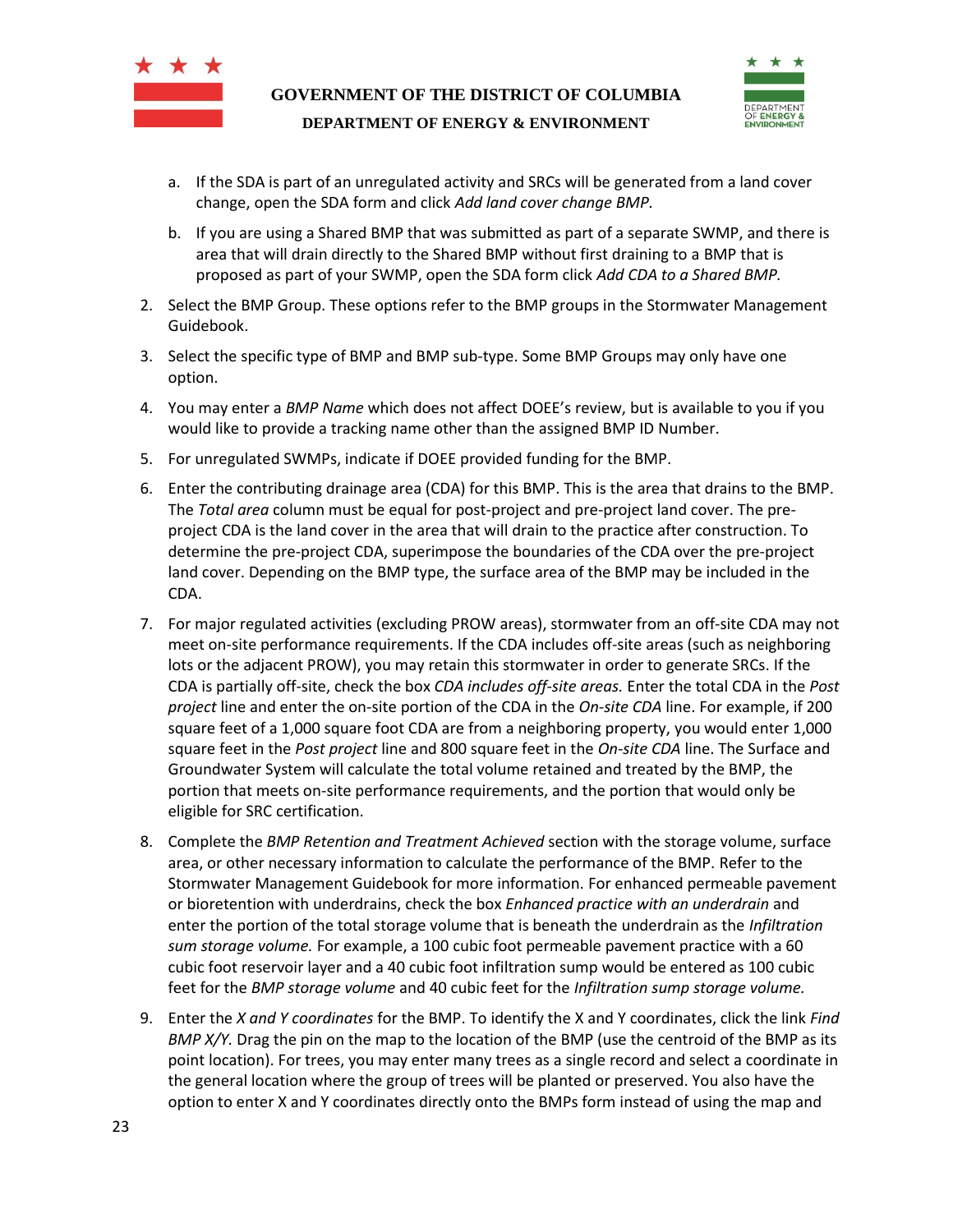a. If the SDA is part of an unregulated activity and SRCs will be generated from a land cover change, open the SDA form and click *Add land cover change BMP.*

   b. If you are using a Shared BMP that was submitted as part of a separate SWMP, and there is area that will drain directly to the Shared BMP without first draining to a BMP that is proposed as part of your SWMP, open the SDA form click *Add CDA to a Shared BMP.*

2. Select the BMP Group. These options refer to the BMP groups in the Stormwater Management Guidebook.

3. Select the specific type of BMP and BMP sub-type. Some BMP Groups may only have one option.

4. You may enter a *BMP Name* which does not affect DOEE's review, but is available to you if you would like to provide a tracking name other than the assigned BMP ID Number.

5. For unregulated SWMPs, indicate if DOEE provided funding for the BMP.

6. Enter the contributing drainage area (CDA) for this BMP. This is the area that drains to the BMP. The *Total area* column must be equal for post-project and pre-project land cover. The pre-project CDA is the land cover in the area that will drain to the practice after construction. To determine the pre-project CDA, superimpose the boundaries of the CDA over the pre-project land cover. Depending on the BMP type, the surface area of the BMP may be included in the CDA.

7. For major regulated activities (excluding PROW areas), stormwater from an off-site CDA may not meet on-site performance requirements. If the CDA includes off-site areas (such as neighboring lots or the adjacent PROW), you may retain this stormwater in order to generate SRCs. If the CDA is partially off-site, check the box *CDA includes off-site areas.* Enter the total CDA in the *Post project* line and enter the on-site portion of the CDA in the *On-site CDA* line. For example, if 200 square feet of a 1,000 square foot CDA are from a neighboring property, you would enter 1,000 square feet in the *Post project* line and 800 square feet in the *On-site CDA* line. The Surface and Groundwater System will calculate the total volume retained and treated by the BMP, the portion that meets on-site performance requirements, and the portion that would only be eligible for SRC certification.

8. Complete the *BMP Retention and Treatment Achieved* section with the storage volume, surface area, or other necessary information to calculate the performance of the BMP. Refer to the Stormwater Management Guidebook for more information. For enhanced permeable pavement or bioretention with underdrains, check the box *Enhanced practice with an underdrain* and enter the portion of the total storage volume that is beneath the underdrain as the *Infiltration sum storage volume.* For example, a 100 cubic foot permeable pavement practice with a 60 cubic foot reservoir layer and a 40 cubic foot infiltration sump would be entered as 100 cubic feet for the *BMP storage volume* and 40 cubic feet for the *Infiltration sump storage volume.*

9. Enter the *X and Y coordinates* for the BMP. To identify the X and Y coordinates, click the link *Find BMP X/Y.* Drag the pin on the map to the location of the BMP (use the centroid of the BMP as its point location). For trees, you may enter many trees as a single record and select a coordinate in the general location where the group of trees will be planted or preserved. You also have the option to enter X and Y coordinates directly onto the BMPs form instead of using the map and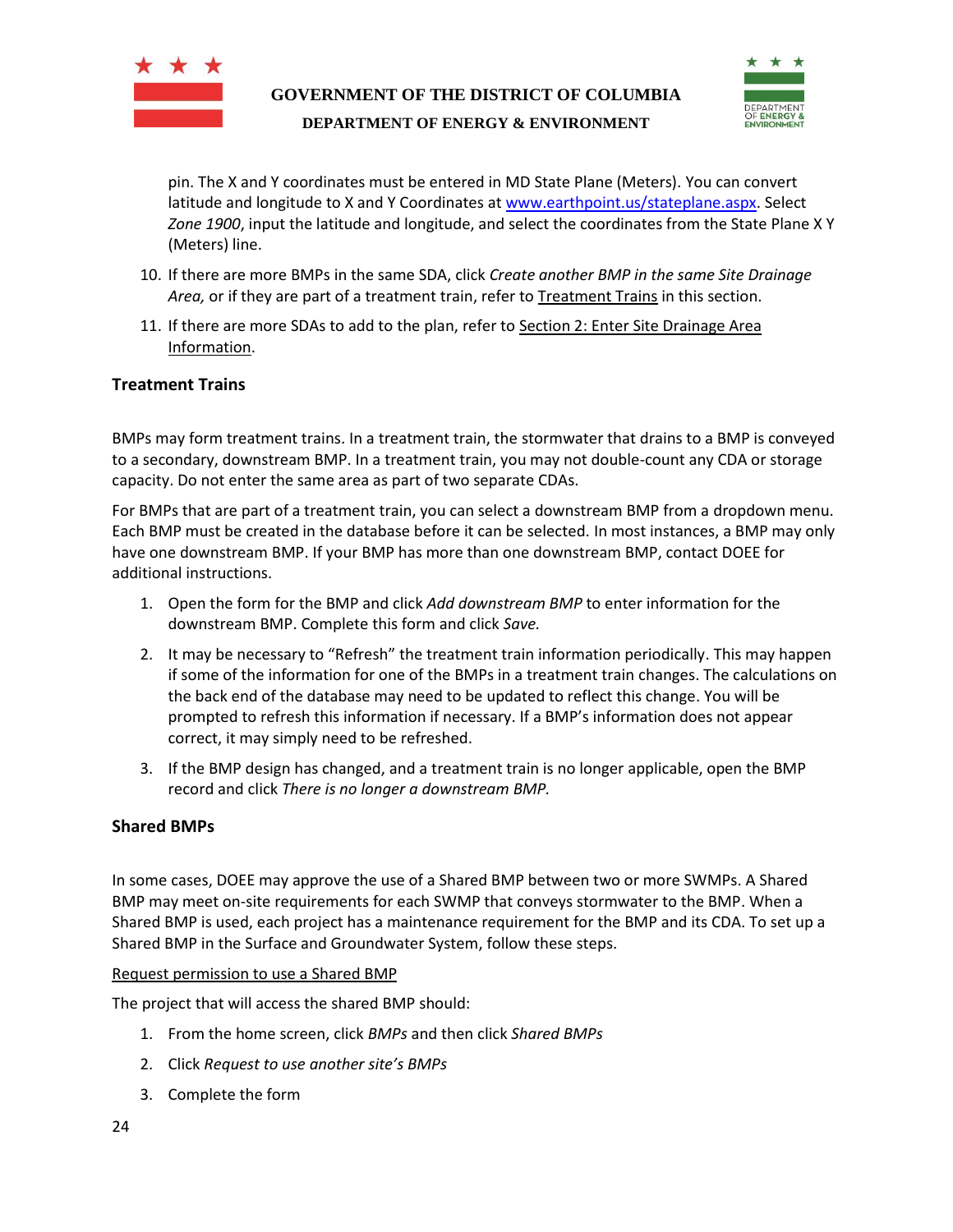pin. The X and Y coordinates must be entered in MD State Plane (Meters). You can convert latitude and longitude to X and Y Coordinates at [www.earthpoint.us/stateplane.aspx](www.earthpoint.us/stateplane.aspx). Select *Zone 1900*, input the latitude and longitude, and select the coordinates from the State Plane X Y (Meters) line.

10. If there are more BMPs in the same SDA, click *Create another BMP in the same Site Drainage Area,* or if they are part of a treatment train, refer to Treatment Trains in this section.
11. If there are more SDAs to add to the plan, refer to Section 2: Enter Site Drainage Area Information.

### Treatment Trains

BMPs may form treatment trains. In a treatment train, the stormwater that drains to a BMP is conveyed to a secondary, downstream BMP. In a treatment train, you may not double-count any CDA or storage capacity. Do not enter the same area as part of two separate CDAs.

For BMPs that are part of a treatment train, you can select a downstream BMP from a dropdown menu. Each BMP must be created in the database before it can be selected. In most instances, a BMP may only have one downstream BMP. If your BMP has more than one downstream BMP, contact DOEE for additional instructions.

1. Open the form for the BMP and click *Add downstream BMP* to enter information for the downstream BMP. Complete this form and click *Save.*
2. It may be necessary to "Refresh" the treatment train information periodically. This may happen if some of the information for one of the BMPs in a treatment train changes. The calculations on the back end of the database may need to be updated to reflect this change. You will be prompted to refresh this information if necessary. If a BMP's information does not appear correct, it may simply need to be refreshed.
3. If the BMP design has changed, and a treatment train is no longer applicable, open the BMP record and click *There is no longer a downstream BMP.*

### Shared BMPs

In some cases, DOEE may approve the use of a Shared BMP between two or more SWMPs. A Shared BMP may meet on-site requirements for each SWMP that conveys stormwater to the BMP. When a Shared BMP is used, each project has a maintenance requirement for the BMP and its CDA. To set up a Shared BMP in the Surface and Groundwater System, follow these steps.

Request permission to use a Shared BMP

The project that will access the shared BMP should:

1. From the home screen, click *BMPs* and then click *Shared BMPs*
2. Click *Request to use another site's BMPs*
3. Complete the form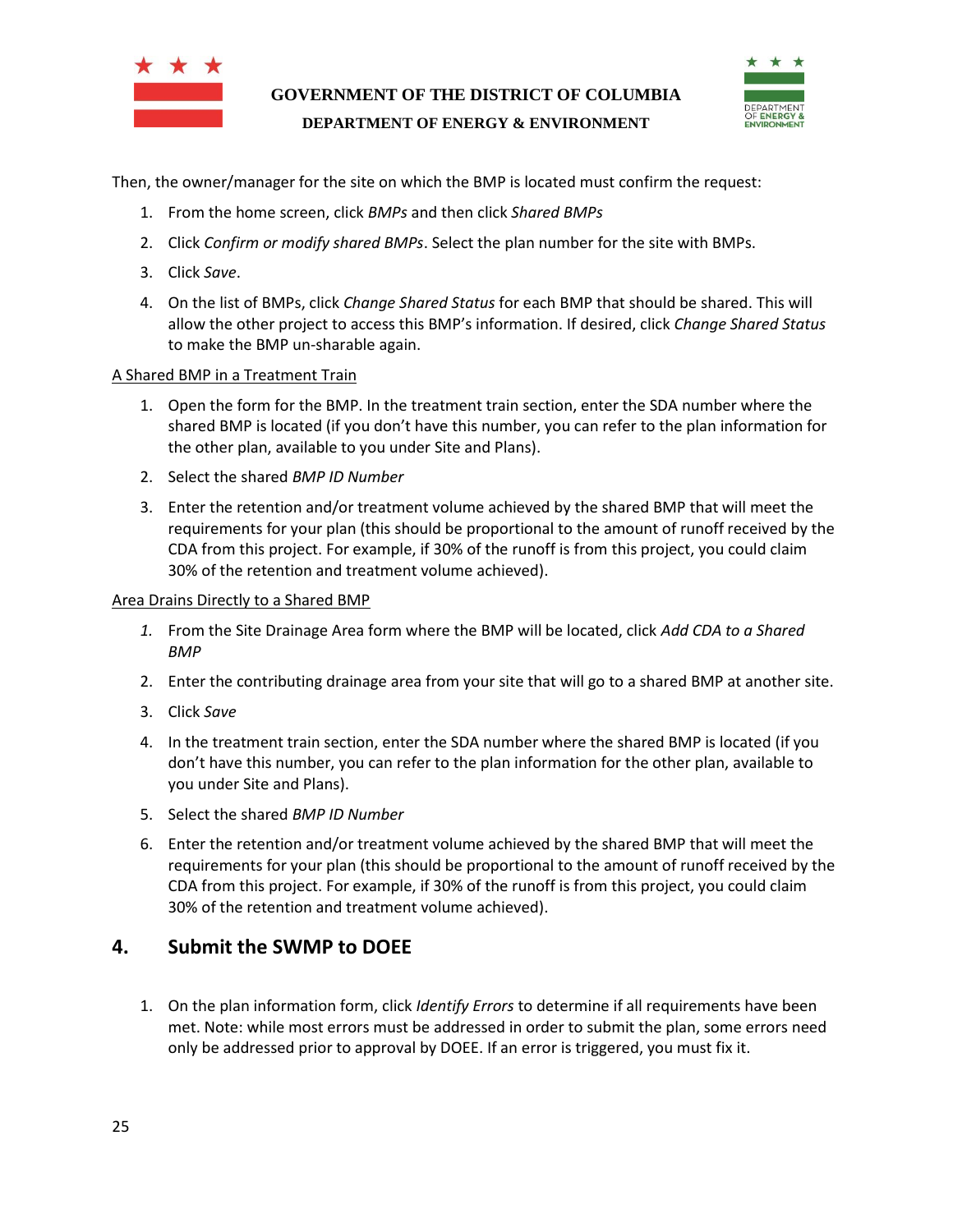Then, the owner/manager for the site on which the BMP is located must confirm the request:

1. From the home screen, click *BMPs* and then click *Shared BMPs*
2. Click *Confirm or modify shared BMPs*. Select the plan number for the site with BMPs.
3. Click *Save*.
4. On the list of BMPs, click *Change Shared Status* for each BMP that should be shared. This will allow the other project to access this BMP's information. If desired, click *Change Shared Status* to make the BMP un-sharable again.

<u>A Shared BMP in a Treatment Train</u>

1. Open the form for the BMP. In the treatment train section, enter the SDA number where the shared BMP is located (if you don't have this number, you can refer to the plan information for the other plan, available to you under Site and Plans).
2. Select the shared *BMP ID Number*
3. Enter the retention and/or treatment volume achieved by the shared BMP that will meet the requirements for your plan (this should be proportional to the amount of runoff received by the CDA from this project. For example, if 30% of the runoff is from this project, you could claim 30% of the retention and treatment volume achieved).

<u>Area Drains Directly to a Shared BMP</u>

1. From the Site Drainage Area form where the BMP will be located, click *Add CDA to a Shared BMP*
2. Enter the contributing drainage area from your site that will go to a shared BMP at another site.
3. Click *Save*
4. In the treatment train section, enter the SDA number where the shared BMP is located (if you don't have this number, you can refer to the plan information for the other plan, available to you under Site and Plans).
5. Select the shared *BMP ID Number*
6. Enter the retention and/or treatment volume achieved by the shared BMP that will meet the requirements for your plan (this should be proportional to the amount of runoff received by the CDA from this project. For example, if 30% of the runoff is from this project, you could claim 30% of the retention and treatment volume achieved).

## 4. Submit the SWMP to DOEE

1. On the plan information form, click *Identify Errors* to determine if all requirements have been met. Note: while most errors must be addressed in order to submit the plan, some errors need only be addressed prior to approval by DOEE. If an error is triggered, you must fix it.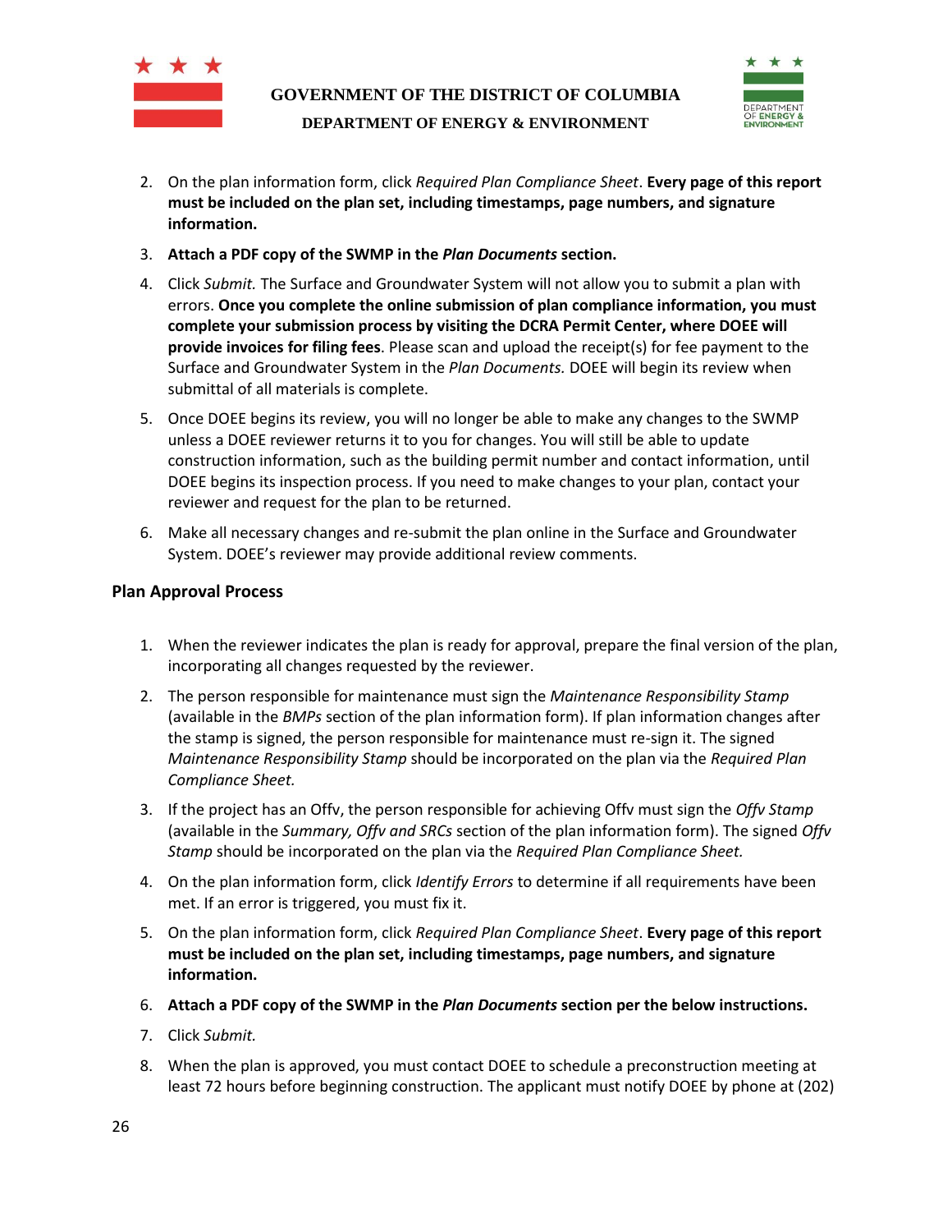2. On the plan information form, click *Required Plan Compliance Sheet*. **Every page of this report must be included on the plan set, including timestamps, page numbers, and signature information.**
3. **Attach a PDF copy of the SWMP in the *Plan Documents* section.**
4. Click *Submit.* The Surface and Groundwater System will not allow you to submit a plan with errors. **Once you complete the online submission of plan compliance information, you must complete your submission process by visiting the DCRA Permit Center, where DOEE will provide invoices for filing fees**. Please scan and upload the receipt(s) for fee payment to the Surface and Groundwater System in the *Plan Documents.* DOEE will begin its review when submittal of all materials is complete.
5. Once DOEE begins its review, you will no longer be able to make any changes to the SWMP unless a DOEE reviewer returns it to you for changes. You will still be able to update construction information, such as the building permit number and contact information, until DOEE begins its inspection process. If you need to make changes to your plan, contact your reviewer and request for the plan to be returned.
6. Make all necessary changes and re-submit the plan online in the Surface and Groundwater System. DOEE's reviewer may provide additional review comments.

### Plan Approval Process

1. When the reviewer indicates the plan is ready for approval, prepare the final version of the plan, incorporating all changes requested by the reviewer.
2. The person responsible for maintenance must sign the *Maintenance Responsibility Stamp* (available in the *BMPs* section of the plan information form). If plan information changes after the stamp is signed, the person responsible for maintenance must re-sign it. The signed *Maintenance Responsibility Stamp* should be incorporated on the plan via the *Required Plan Compliance Sheet.*
3. If the project has an Offv, the person responsible for achieving Offv must sign the *Offv Stamp* (available in the *Summary, Offv and SRCs* section of the plan information form). The signed *Offv Stamp* should be incorporated on the plan via the *Required Plan Compliance Sheet.*
4. On the plan information form, click *Identify Errors* to determine if all requirements have been met. If an error is triggered, you must fix it.
5. On the plan information form, click *Required Plan Compliance Sheet*. **Every page of this report must be included on the plan set, including timestamps, page numbers, and signature information.**
6. **Attach a PDF copy of the SWMP in the *Plan Documents* section per the below instructions.**
7. Click *Submit.*
8. When the plan is approved, you must contact DOEE to schedule a preconstruction meeting at least 72 hours before beginning construction. The applicant must notify DOEE by phone at (202)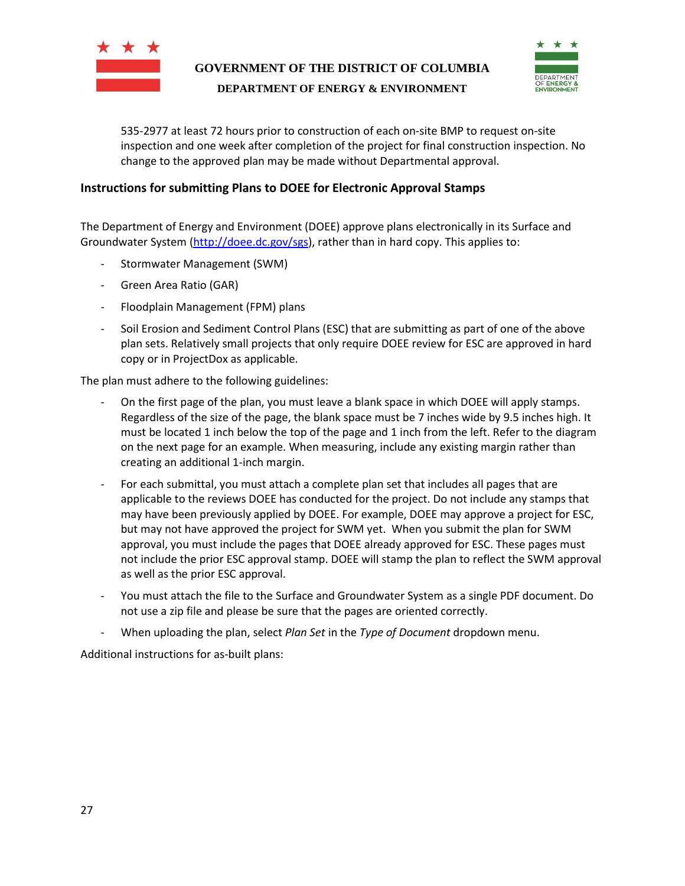535-2977 at least 72 hours prior to construction of each on-site BMP to request on-site inspection and one week after completion of the project for final construction inspection. No change to the approved plan may be made without Departmental approval.

**Instructions for submitting Plans to DOEE for Electronic Approval Stamps**

The Department of Energy and Environment (DOEE) approve plans electronically in its Surface and Groundwater System (http://doee.dc.gov/sgs), rather than in hard copy. This applies to:

- Stormwater Management (SWM)
- Green Area Ratio (GAR)
- Floodplain Management (FPM) plans
- Soil Erosion and Sediment Control Plans (ESC) that are submitting as part of one of the above plan sets. Relatively small projects that only require DOEE review for ESC are approved in hard copy or in ProjectDox as applicable.

The plan must adhere to the following guidelines:

- On the first page of the plan, you must leave a blank space in which DOEE will apply stamps. Regardless of the size of the page, the blank space must be 7 inches wide by 9.5 inches high. It must be located 1 inch below the top of the page and 1 inch from the left. Refer to the diagram on the next page for an example. When measuring, include any existing margin rather than creating an additional 1-inch margin.
- For each submittal, you must attach a complete plan set that includes all pages that are applicable to the reviews DOEE has conducted for the project. Do not include any stamps that may have been previously applied by DOEE. For example, DOEE may approve a project for ESC, but may not have approved the project for SWM yet. When you submit the plan for SWM approval, you must include the pages that DOEE already approved for ESC. These pages must not include the prior ESC approval stamp. DOEE will stamp the plan to reflect the SWM approval as well as the prior ESC approval.
- You must attach the file to the Surface and Groundwater System as a single PDF document. Do not use a zip file and please be sure that the pages are oriented correctly.
- When uploading the plan, select *Plan Set* in the *Type of Document* dropdown menu.

Additional instructions for as-built plans: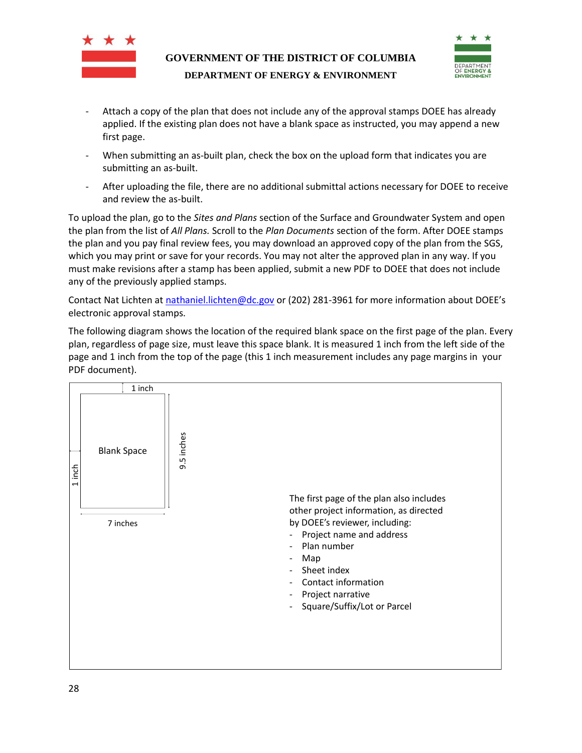- Attach a copy of the plan that does not include any of the approval stamps DOEE has already applied. If the existing plan does not have a blank space as instructed, you may append a new first page.
- When submitting an as-built plan, check the box on the upload form that indicates you are submitting an as-built.
- After uploading the file, there are no additional submittal actions necessary for DOEE to receive and review the as-built.

To upload the plan, go to the *Sites and Plans* section of the Surface and Groundwater System and open the plan from the list of *All Plans.* Scroll to the *Plan Documents* section of the form. After DOEE stamps the plan and you pay final review fees, you may download an approved copy of the plan from the SGS, which you may print or save for your records. You may not alter the approved plan in any way. If you must make revisions after a stamp has been applied, submit a new PDF to DOEE that does not include any of the previously applied stamps.

Contact Nat Lichten at nathaniel.lichten@dc.gov or (202) 281-3961 for more information about DOEE's electronic approval stamps.

The following diagram shows the location of the required blank space on the first page of the plan. Every plan, regardless of page size, must leave this space blank. It is measured 1 inch from the left side of the page and 1 inch from the top of the page (this 1 inch measurement includes any page margins in your PDF document).

1 inch

Blank Space

1 inch

9.5 inches

7 inches

The first page of the plan also includes other project information, as directed by DOEE's reviewer, including:

- Project name and address
- Plan number
- Map
- Sheet index
- Contact information
- Project narrative
- Square/Suffix/Lot or Parcel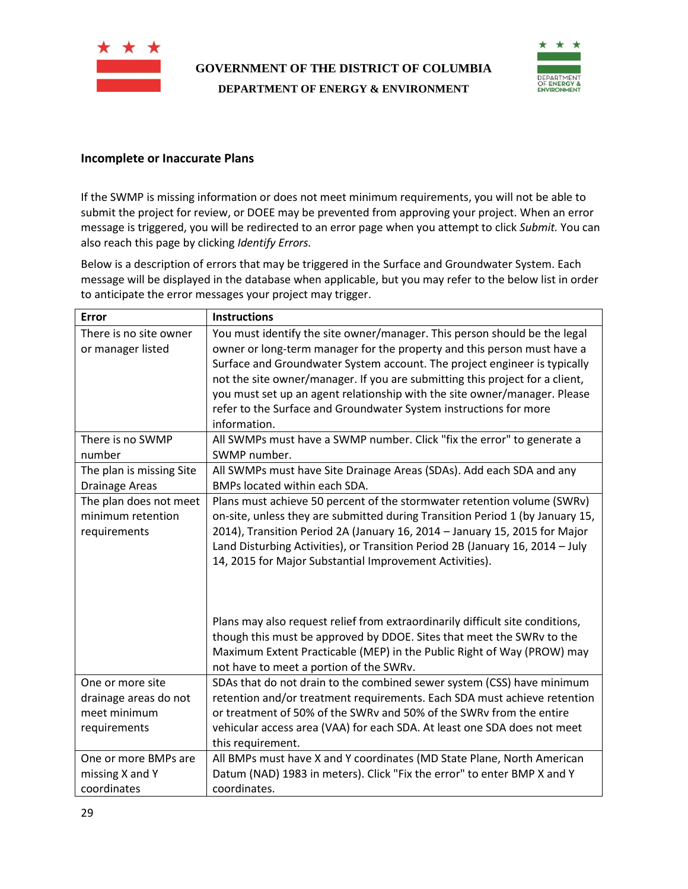## Incomplete or Inaccurate Plans

If the SWMP is missing information or does not meet minimum requirements, you will not be able to submit the project for review, or DOEE may be prevented from approving your project. When an error message is triggered, you will be redirected to an error page when you attempt to click *Submit.* You can also reach this page by clicking *Identify Errors.*

Below is a description of errors that may be triggered in the Surface and Groundwater System. Each message will be displayed in the database when applicable, but you may refer to the below list in order to anticipate the error messages your project may trigger.

| Error | Instructions |
|---|---|
| There is no site owner or manager listed | You must identify the site owner/manager. This person should be the legal owner or long-term manager for the property and this person must have a Surface and Groundwater System account. The project engineer is typically not the site owner/manager. If you are submitting this project for a client, you must set up an agent relationship with the site owner/manager. Please refer to the Surface and Groundwater System instructions for more information. |
| There is no SWMP number | All SWMPs must have a SWMP number. Click "fix the error" to generate a SWMP number. |
| The plan is missing Site Drainage Areas | All SWMPs must have Site Drainage Areas (SDAs). Add each SDA and any BMPs located within each SDA. |
| The plan does not meet minimum retention requirements | Plans must achieve 50 percent of the stormwater retention volume (SWRv) on-site, unless they are submitted during Transition Period 1 (by January 15, 2014), Transition Period 2A (January 16, 2014 – January 15, 2015 for Major Land Disturbing Activities), or Transition Period 2B (January 16, 2014 – July 14, 2015 for Major Substantial Improvement Activities).<br><br>Plans may also request relief from extraordinarily difficult site conditions, though this must be approved by DDOE. Sites that meet the SWRv to the Maximum Extent Practicable (MEP) in the Public Right of Way (PROW) may not have to meet a portion of the SWRv. |
| One or more site drainage areas do not meet minimum requirements | SDAs that do not drain to the combined sewer system (CSS) have minimum retention and/or treatment requirements. Each SDA must achieve retention or treatment of 50% of the SWRv and 50% of the SWRv from the entire vehicular access area (VAA) for each SDA. At least one SDA does not meet this requirement. |
| One or more BMPs are missing X and Y coordinates | All BMPs must have X and Y coordinates (MD State Plane, North American Datum (NAD) 1983 in meters). Click "Fix the error" to enter BMP X and Y coordinates. |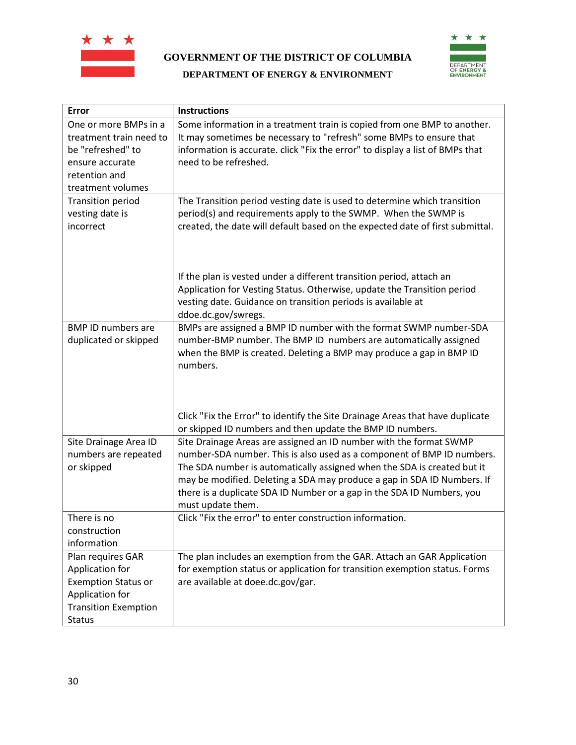| Error | Instructions |
|---|---|
| One or more BMPs in a treatment train need to be "refreshed" to ensure accurate retention and treatment volumes | Some information in a treatment train is copied from one BMP to another. It may sometimes be necessary to "refresh" some BMPs to ensure that information is accurate. click "Fix the error" to display a list of BMPs that need to be refreshed. |
| Transition period vesting date is incorrect | The Transition period vesting date is used to determine which transition period(s) and requirements apply to the SWMP. When the SWMP is created, the date will default based on the expected date of first submittal.<br><br>If the plan is vested under a different transition period, attach an Application for Vesting Status. Otherwise, update the Transition period vesting date. Guidance on transition periods is available at ddoe.dc.gov/swregs. |
| BMP ID numbers are duplicated or skipped | BMPs are assigned a BMP ID number with the format SWMP number-SDA number-BMP number. The BMP ID numbers are automatically assigned when the BMP is created. Deleting a BMP may produce a gap in BMP ID numbers.<br><br>Click "Fix the Error" to identify the Site Drainage Areas that have duplicate or skipped ID numbers and then update the BMP ID numbers. |
| Site Drainage Area ID numbers are repeated or skipped | Site Drainage Areas are assigned an ID number with the format SWMP number-SDA number. This is also used as a component of BMP ID numbers. The SDA number is automatically assigned when the SDA is created but it may be modified. Deleting a SDA may produce a gap in SDA ID Numbers. If there is a duplicate SDA ID Number or a gap in the SDA ID Numbers, you must update them. |
| There is no construction information | Click "Fix the error" to enter construction information. |
| Plan requires GAR Application for Exemption Status or Application for Transition Exemption Status | The plan includes an exemption from the GAR. Attach an GAR Application for exemption status or application for transition exemption status. Forms are available at doee.dc.gov/gar. |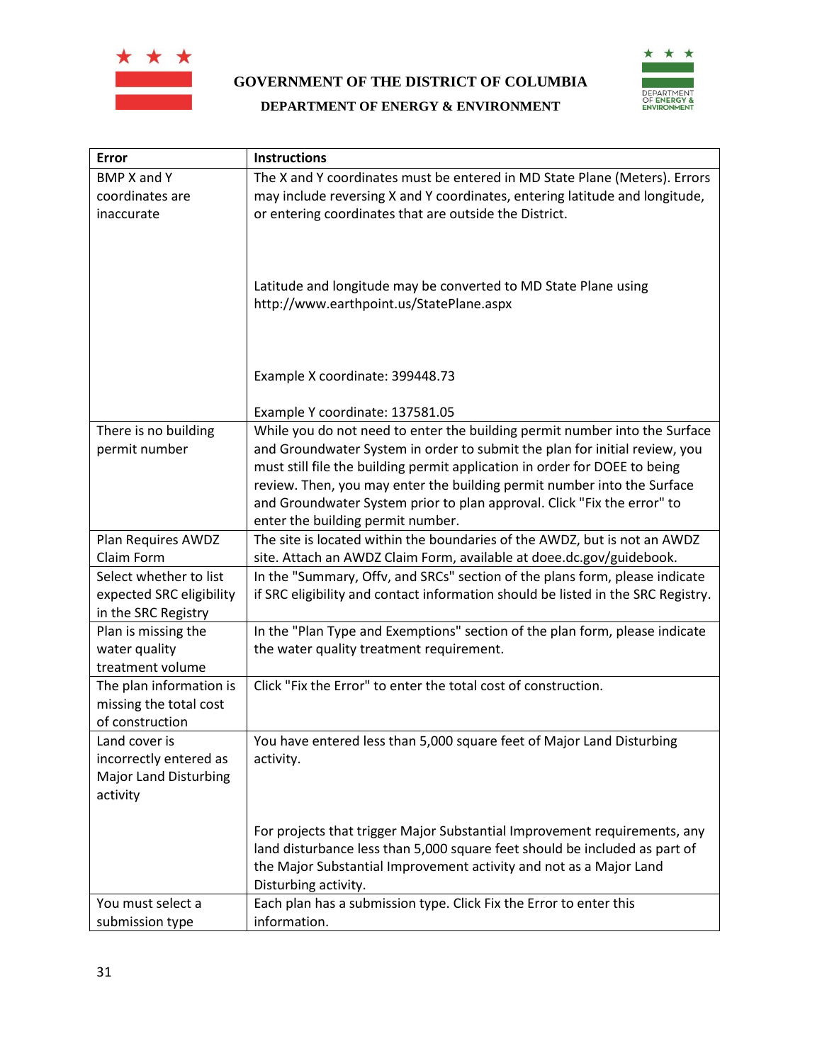| Error | Instructions |
| --- | --- |
| BMP X and Y coordinates are inaccurate | The X and Y coordinates must be entered in MD State Plane (Meters). Errors may include reversing X and Y coordinates, entering latitude and longitude, or entering coordinates that are outside the District.<br><br>Latitude and longitude may be converted to MD State Plane using http://www.earthpoint.us/StatePlane.aspx<br><br>Example X coordinate: 399448.73<br><br>Example Y coordinate: 137581.05 |
| There is no building permit number | While you do not need to enter the building permit number into the Surface and Groundwater System in order to submit the plan for initial review, you must still file the building permit application in order for DOEE to being review. Then, you may enter the building permit number into the Surface and Groundwater System prior to plan approval. Click "Fix the error" to enter the building permit number. |
| Plan Requires AWDZ Claim Form | The site is located within the boundaries of the AWDZ, but is not an AWDZ site. Attach an AWDZ Claim Form, available at doee.dc.gov/guidebook. |
| Select whether to list expected SRC eligibility in the SRC Registry | In the "Summary, Offv, and SRCs" section of the plans form, please indicate if SRC eligibility and contact information should be listed in the SRC Registry. |
| Plan is missing the water quality treatment volume | In the "Plan Type and Exemptions" section of the plan form, please indicate the water quality treatment requirement. |
| The plan information is missing the total cost of construction | Click "Fix the Error" to enter the total cost of construction. |
| Land cover is incorrectly entered as Major Land Disturbing activity | You have entered less than 5,000 square feet of Major Land Disturbing activity.<br><br>For projects that trigger Major Substantial Improvement requirements, any land disturbance less than 5,000 square feet should be included as part of the Major Substantial Improvement activity and not as a Major Land Disturbing activity. |
| You must select a submission type | Each plan has a submission type. Click Fix the Error to enter this information. |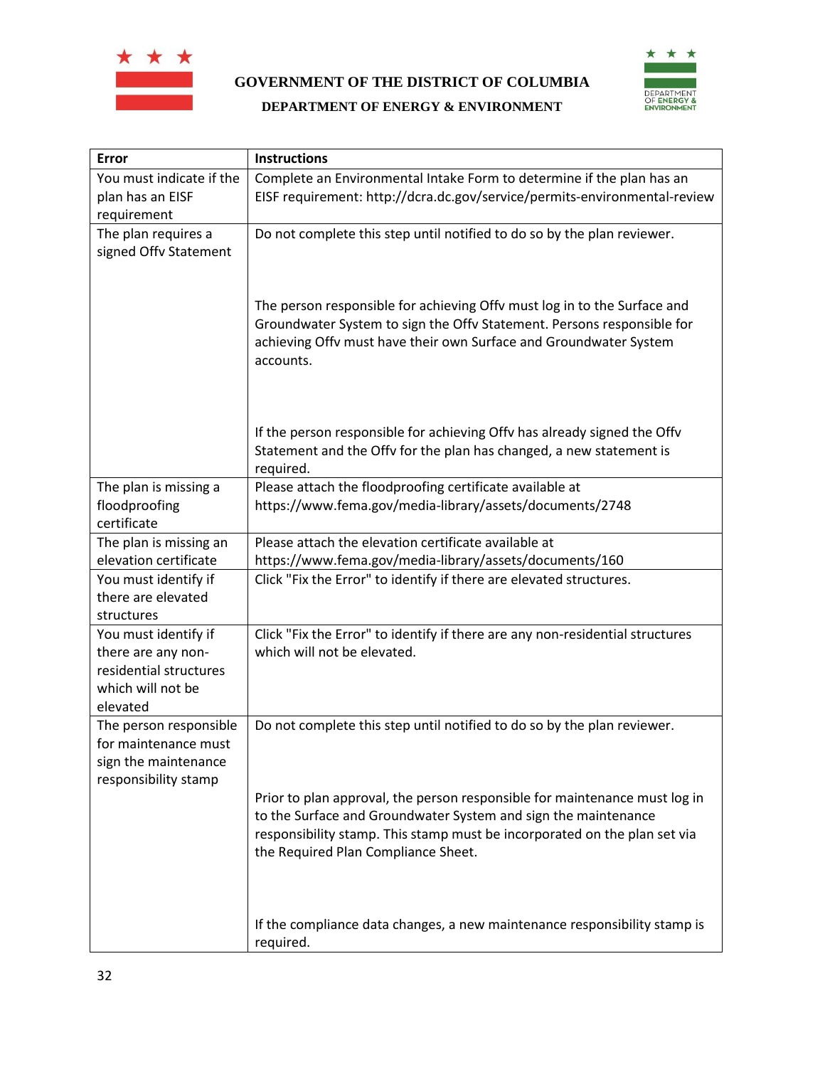| Error | Instructions |
| --- | --- |
| You must indicate if the plan has an EISF requirement | Complete an Environmental Intake Form to determine if the plan has an EISF requirement: http://dcra.dc.gov/service/permits-environmental-review |
| The plan requires a signed Offv Statement | Do not complete this step until notified to do so by the plan reviewer.<br><br>The person responsible for achieving Offv must log in to the Surface and Groundwater System to sign the Offv Statement. Persons responsible for achieving Offv must have their own Surface and Groundwater System accounts.<br><br>If the person responsible for achieving Offv has already signed the Offv Statement and the Offv for the plan has changed, a new statement is required. |
| The plan is missing a floodproofing certificate | Please attach the floodproofing certificate available at https://www.fema.gov/media-library/assets/documents/2748 |
| The plan is missing an elevation certificate | Please attach the elevation certificate available at https://www.fema.gov/media-library/assets/documents/160 |
| You must identify if there are elevated structures | Click "Fix the Error" to identify if there are elevated structures. |
| You must identify if there are any non-residential structures which will not be elevated | Click "Fix the Error" to identify if there are any non-residential structures which will not be elevated. |
| The person responsible for maintenance must sign the maintenance responsibility stamp | Do not complete this step until notified to do so by the plan reviewer.<br><br>Prior to plan approval, the person responsible for maintenance must log in to the Surface and Groundwater System and sign the maintenance responsibility stamp. This stamp must be incorporated on the plan set via the Required Plan Compliance Sheet.<br><br>If the compliance data changes, a new maintenance responsibility stamp is required. |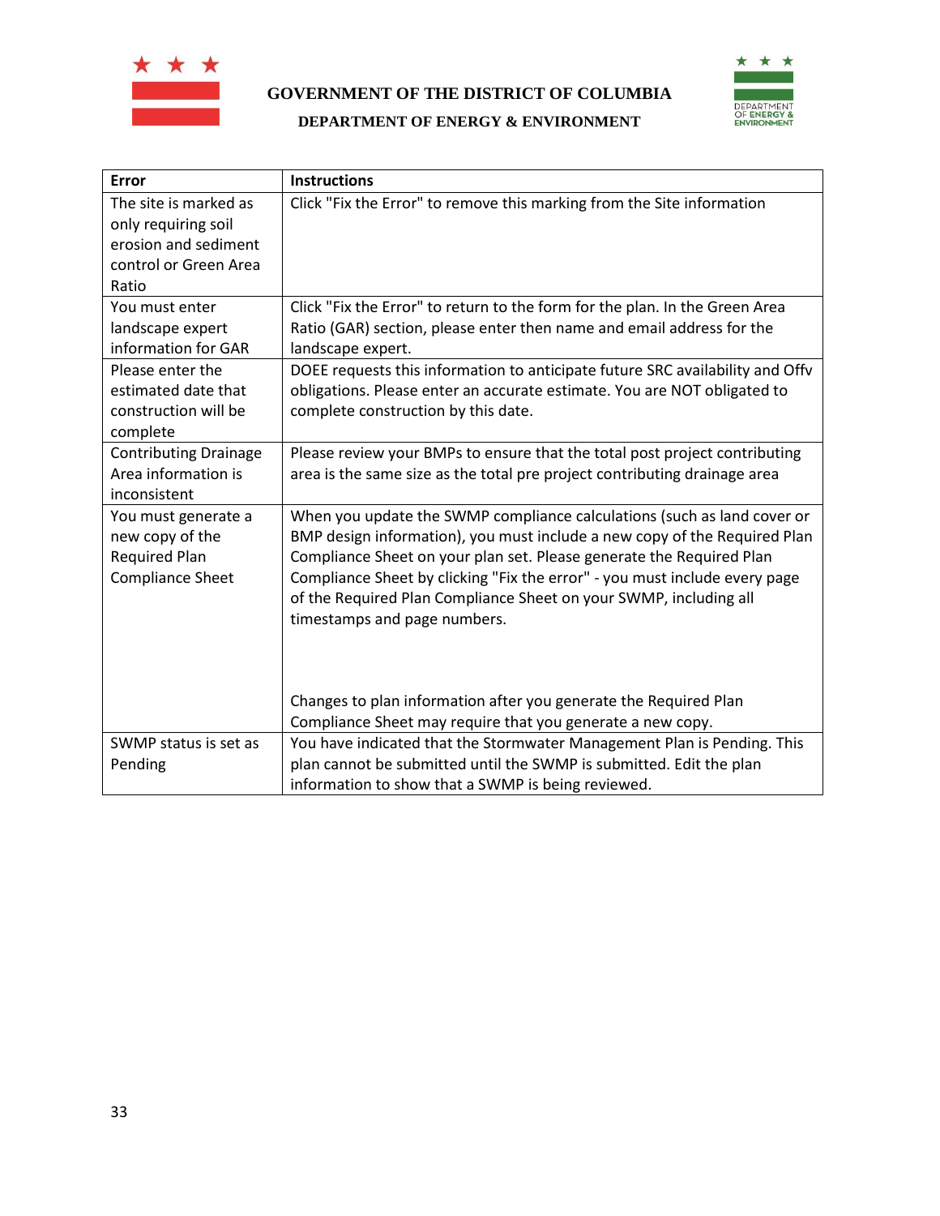| Error | Instructions |
|---|---|
| The site is marked as only requiring soil erosion and sediment control or Green Area Ratio | Click "Fix the Error" to remove this marking from the Site information |
| You must enter landscape expert information for GAR | Click "Fix the Error" to return to the form for the plan. In the Green Area Ratio (GAR) section, please enter then name and email address for the landscape expert. |
| Please enter the estimated date that construction will be complete | DOEE requests this information to anticipate future SRC availability and Offv obligations. Please enter an accurate estimate. You are NOT obligated to complete construction by this date. |
| Contributing Drainage Area information is inconsistent | Please review your BMPs to ensure that the total post project contributing area is the same size as the total pre project contributing drainage area |
| You must generate a new copy of the Required Plan Compliance Sheet | When you update the SWMP compliance calculations (such as land cover or BMP design information), you must include a new copy of the Required Plan Compliance Sheet on your plan set. Please generate the Required Plan Compliance Sheet by clicking "Fix the error" - you must include every page of the Required Plan Compliance Sheet on your SWMP, including all timestamps and page numbers.<br><br>Changes to plan information after you generate the Required Plan Compliance Sheet may require that you generate a new copy. |
| SWMP status is set as Pending | You have indicated that the Stormwater Management Plan is Pending. This plan cannot be submitted until the SWMP is submitted. Edit the plan information to show that a SWMP is being reviewed. |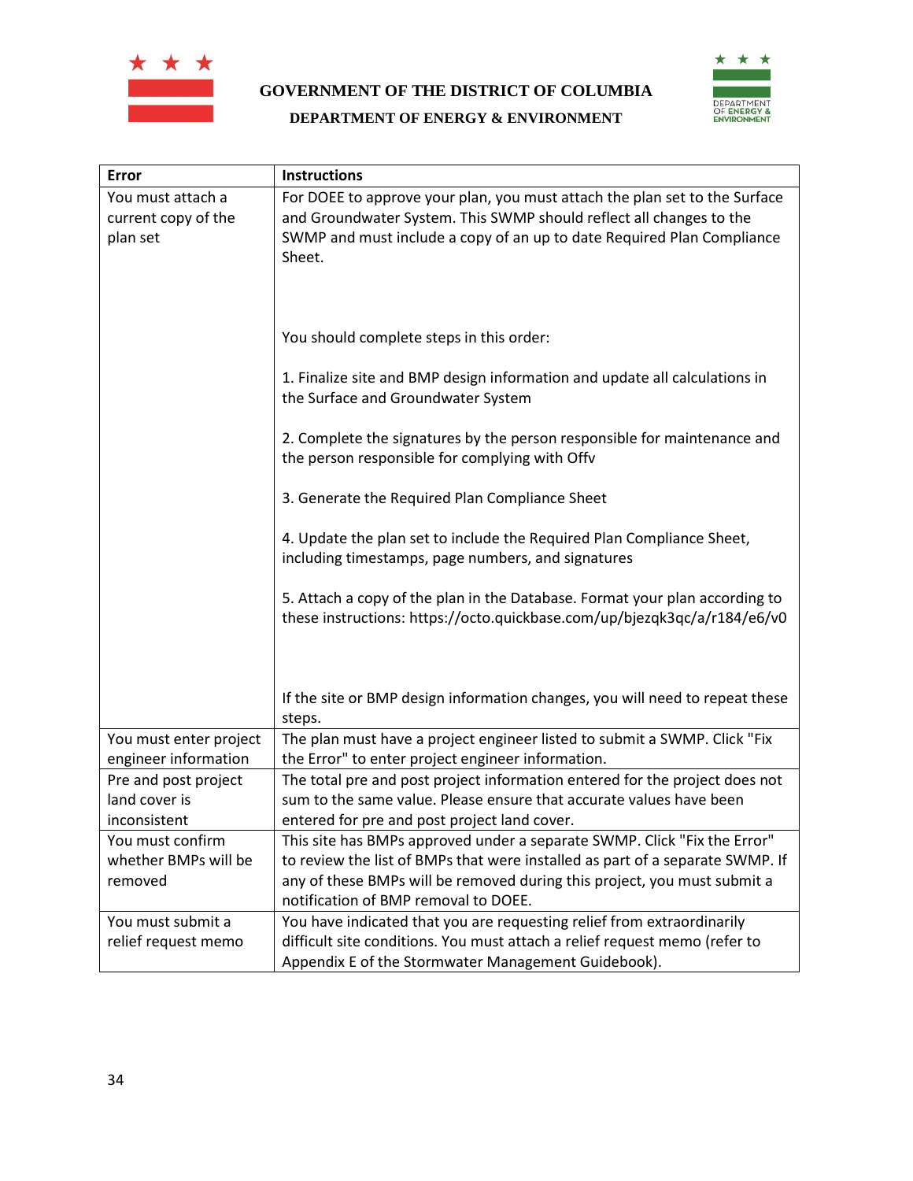| Error | Instructions |
|---|---|
| You must attach a current copy of the plan set | For DOEE to approve your plan, you must attach the plan set to the Surface and Groundwater System. This SWMP should reflect all changes to the SWMP and must include a copy of an up to date Required Plan Compliance Sheet.<br><br>You should complete steps in this order:<br><br>1. Finalize site and BMP design information and update all calculations in the Surface and Groundwater System<br><br>2. Complete the signatures by the person responsible for maintenance and the person responsible for complying with Offv<br><br>3. Generate the Required Plan Compliance Sheet<br><br>4. Update the plan set to include the Required Plan Compliance Sheet, including timestamps, page numbers, and signatures<br><br>5. Attach a copy of the plan in the Database. Format your plan according to these instructions: https://octo.quickbase.com/up/bjezqk3qc/a/r184/e6/v0<br><br>If the site or BMP design information changes, you will need to repeat these steps. |
| You must enter project engineer information | The plan must have a project engineer listed to submit a SWMP. Click "Fix the Error" to enter project engineer information. |
| Pre and post project land cover is inconsistent | The total pre and post project information entered for the project does not sum to the same value. Please ensure that accurate values have been entered for pre and post project land cover. |
| You must confirm whether BMPs will be removed | This site has BMPs approved under a separate SWMP. Click "Fix the Error" to review the list of BMPs that were installed as part of a separate SWMP. If any of these BMPs will be removed during this project, you must submit a notification of BMP removal to DOEE. |
| You must submit a relief request memo | You have indicated that you are requesting relief from extraordinarily difficult site conditions. You must attach a relief request memo (refer to Appendix E of the Stormwater Management Guidebook). |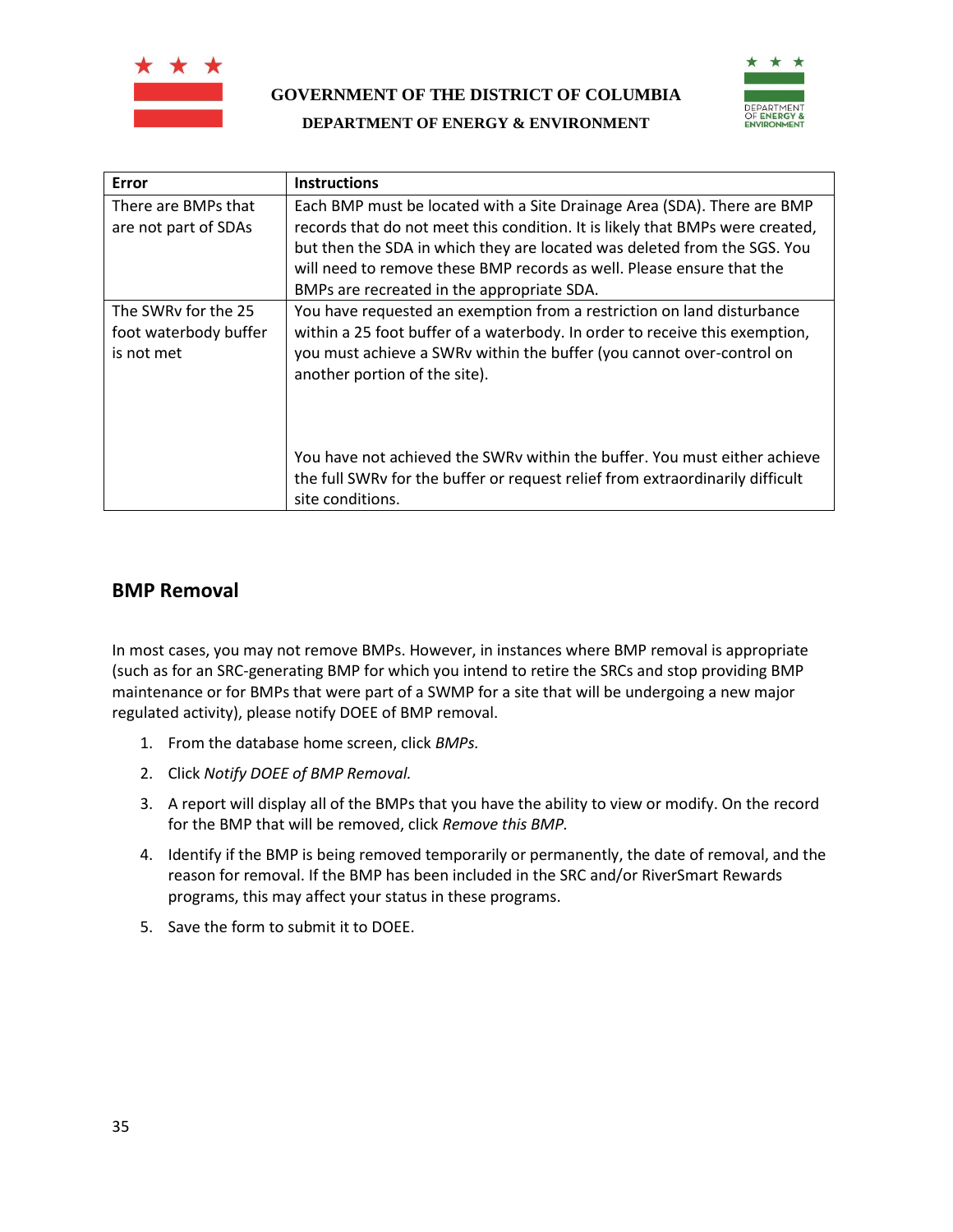| Error | Instructions |
| --- | --- |
| There are BMPs that are not part of SDAs | Each BMP must be located with a Site Drainage Area (SDA). There are BMP records that do not meet this condition. It is likely that BMPs were created, but then the SDA in which they are located was deleted from the SGS. You will need to remove these BMP records as well. Please ensure that the BMPs are recreated in the appropriate SDA. |
| The SWRv for the 25 foot waterbody buffer is not met | You have requested an exemption from a restriction on land disturbance within a 25 foot buffer of a waterbody. In order to receive this exemption, you must achieve a SWRv within the buffer (you cannot over-control on another portion of the site).<br><br>You have not achieved the SWRv within the buffer. You must either achieve the full SWRv for the buffer or request relief from extraordinarily difficult site conditions. |

## BMP Removal

In most cases, you may not remove BMPs. However, in instances where BMP removal is appropriate (such as for an SRC-generating BMP for which you intend to retire the SRCs and stop providing BMP maintenance or for BMPs that were part of a SWMP for a site that will be undergoing a new major regulated activity), please notify DOEE of BMP removal.

1. From the database home screen, click *BMPs.*
2. Click *Notify DOEE of BMP Removal.*
3. A report will display all of the BMPs that you have the ability to view or modify. On the record for the BMP that will be removed, click *Remove this BMP.*
4. Identify if the BMP is being removed temporarily or permanently, the date of removal, and the reason for removal. If the BMP has been included in the SRC and/or RiverSmart Rewards programs, this may affect your status in these programs.
5. Save the form to submit it to DOEE.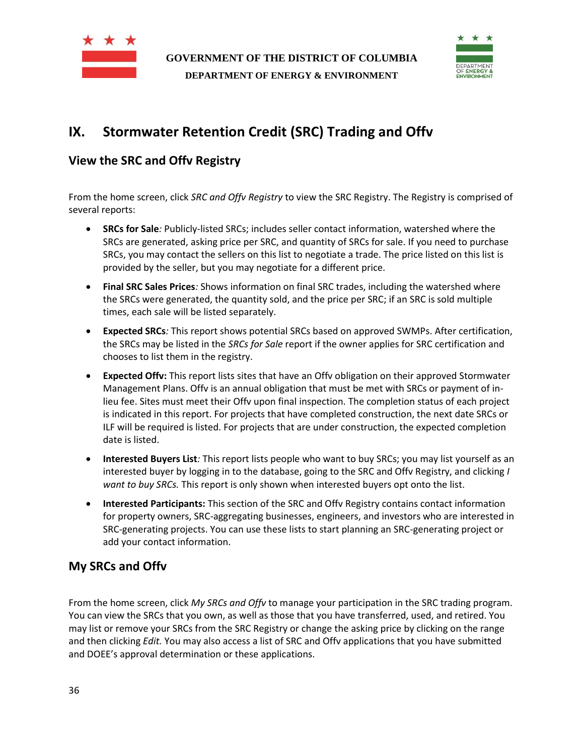## IX. Stormwater Retention Credit (SRC) Trading and Offv

### View the SRC and Offv Registry

From the home screen, click *SRC and Offv Registry* to view the SRC Registry. The Registry is comprised of several reports:

- **SRCs for Sale***:* Publicly-listed SRCs; includes seller contact information, watershed where the SRCs are generated, asking price per SRC, and quantity of SRCs for sale. If you need to purchase SRCs, you may contact the sellers on this list to negotiate a trade. The price listed on this list is provided by the seller, but you may negotiate for a different price.
- **Final SRC Sales Prices***:* Shows information on final SRC trades, including the watershed where the SRCs were generated, the quantity sold, and the price per SRC; if an SRC is sold multiple times, each sale will be listed separately.
- **Expected SRCs***:* This report shows potential SRCs based on approved SWMPs. After certification, the SRCs may be listed in the *SRCs for Sale* report if the owner applies for SRC certification and chooses to list them in the registry.
- **Expected Offv:** This report lists sites that have an Offv obligation on their approved Stormwater Management Plans. Offv is an annual obligation that must be met with SRCs or payment of in-lieu fee. Sites must meet their Offv upon final inspection. The completion status of each project is indicated in this report. For projects that have completed construction, the next date SRCs or ILF will be required is listed. For projects that are under construction, the expected completion date is listed.
- **Interested Buyers List***:* This report lists people who want to buy SRCs; you may list yourself as an interested buyer by logging in to the database, going to the SRC and Offv Registry, and clicking *I want to buy SRCs.* This report is only shown when interested buyers opt onto the list.
- **Interested Participants:** This section of the SRC and Offv Registry contains contact information for property owners, SRC-aggregating businesses, engineers, and investors who are interested in SRC-generating projects. You can use these lists to start planning an SRC-generating project or add your contact information.

### My SRCs and Offv

From the home screen, click *My SRCs and Offv* to manage your participation in the SRC trading program. You can view the SRCs that you own, as well as those that you have transferred, used, and retired. You may list or remove your SRCs from the SRC Registry or change the asking price by clicking on the range and then clicking *Edit.* You may also access a list of SRC and Offv applications that you have submitted and DOEE's approval determination or these applications.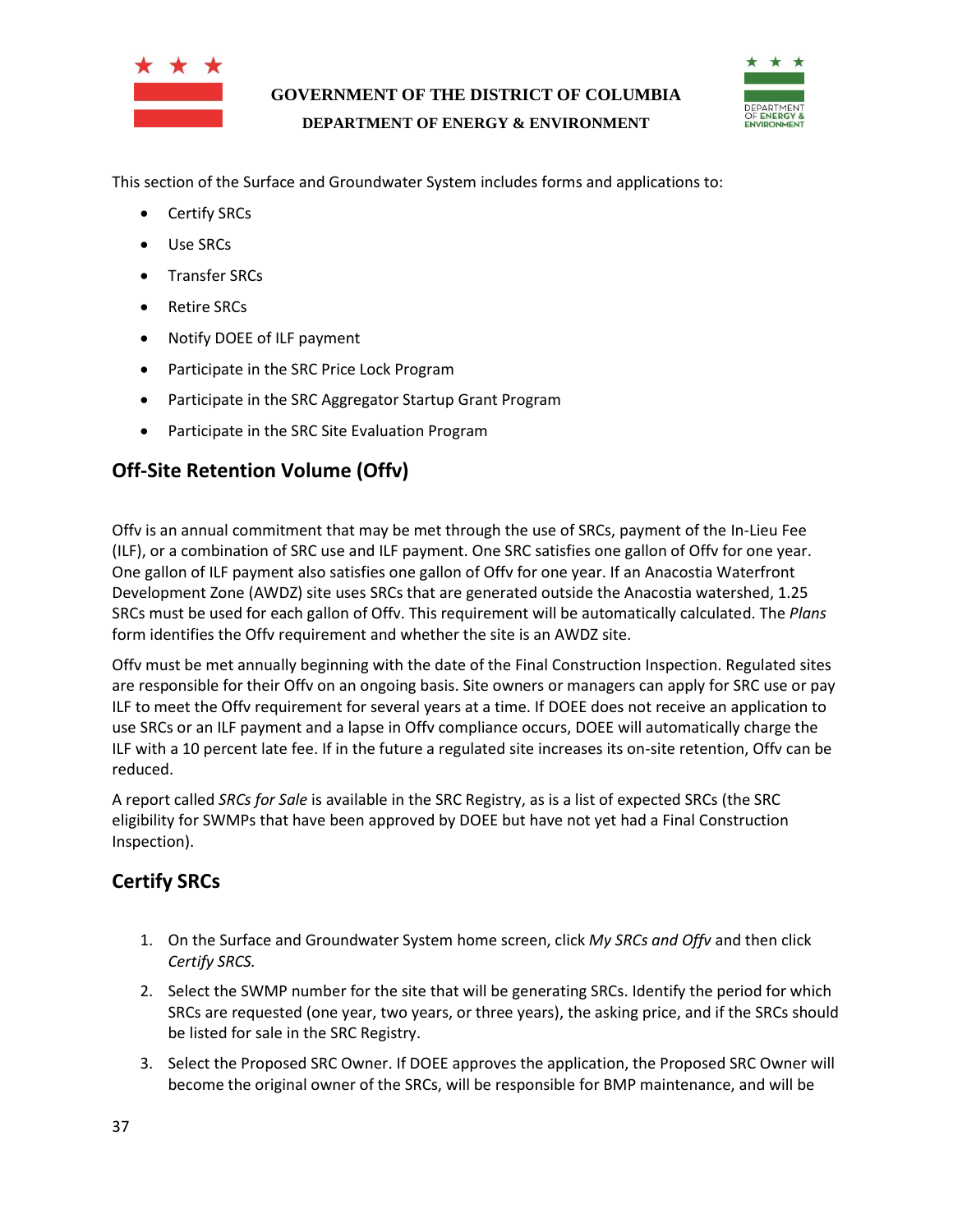This section of the Surface and Groundwater System includes forms and applications to:

- Certify SRCs
- Use SRCs
- Transfer SRCs
- Retire SRCs
- Notify DOEE of ILF payment
- Participate in the SRC Price Lock Program
- Participate in the SRC Aggregator Startup Grant Program
- Participate in the SRC Site Evaluation Program

## Off-Site Retention Volume (Offv)

Offv is an annual commitment that may be met through the use of SRCs, payment of the In-Lieu Fee (ILF), or a combination of SRC use and ILF payment. One SRC satisfies one gallon of Offv for one year. One gallon of ILF payment also satisfies one gallon of Offv for one year. If an Anacostia Waterfront Development Zone (AWDZ) site uses SRCs that are generated outside the Anacostia watershed, 1.25 SRCs must be used for each gallon of Offv. This requirement will be automatically calculated. The *Plans* form identifies the Offv requirement and whether the site is an AWDZ site.

Offv must be met annually beginning with the date of the Final Construction Inspection. Regulated sites are responsible for their Offv on an ongoing basis. Site owners or managers can apply for SRC use or pay ILF to meet the Offv requirement for several years at a time. If DOEE does not receive an application to use SRCs or an ILF payment and a lapse in Offv compliance occurs, DOEE will automatically charge the ILF with a 10 percent late fee. If in the future a regulated site increases its on-site retention, Offv can be reduced.

A report called *SRCs for Sale* is available in the SRC Registry, as is a list of expected SRCs (the SRC eligibility for SWMPs that have been approved by DOEE but have not yet had a Final Construction Inspection).

## Certify SRCs

1. On the Surface and Groundwater System home screen, click *My SRCs and Offv* and then click *Certify SRCS.*
2. Select the SWMP number for the site that will be generating SRCs. Identify the period for which SRCs are requested (one year, two years, or three years), the asking price, and if the SRCs should be listed for sale in the SRC Registry.
3. Select the Proposed SRC Owner. If DOEE approves the application, the Proposed SRC Owner will become the original owner of the SRCs, will be responsible for BMP maintenance, and will be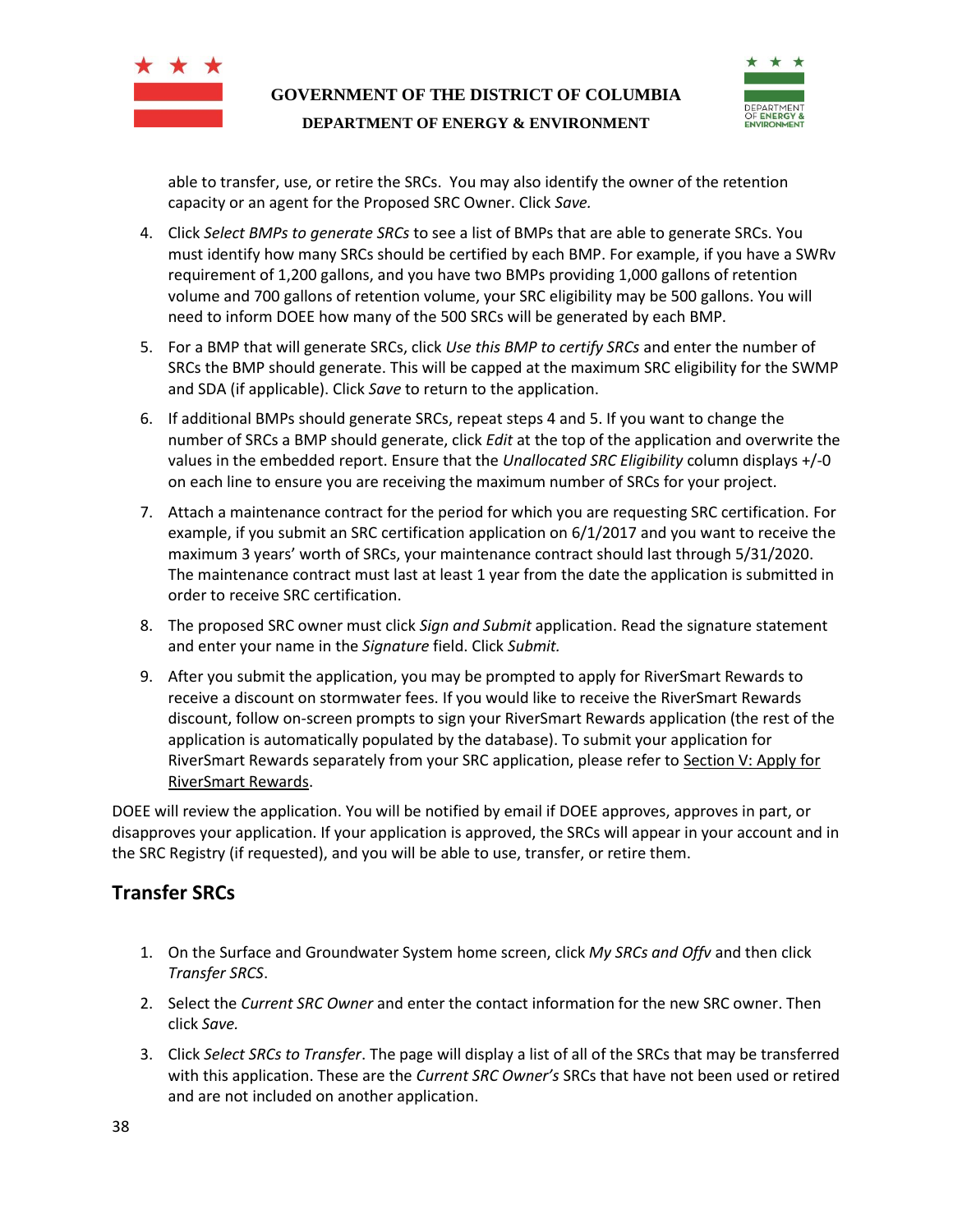able to transfer, use, or retire the SRCs. You may also identify the owner of the retention capacity or an agent for the Proposed SRC Owner. Click *Save.*

4. Click *Select BMPs to generate SRCs* to see a list of BMPs that are able to generate SRCs. You must identify how many SRCs should be certified by each BMP. For example, if you have a SWRv requirement of 1,200 gallons, and you have two BMPs providing 1,000 gallons of retention volume and 700 gallons of retention volume, your SRC eligibility may be 500 gallons. You will need to inform DOEE how many of the 500 SRCs will be generated by each BMP.
5. For a BMP that will generate SRCs, click *Use this BMP to certify SRCs* and enter the number of SRCs the BMP should generate. This will be capped at the maximum SRC eligibility for the SWMP and SDA (if applicable). Click *Save* to return to the application.
6. If additional BMPs should generate SRCs, repeat steps 4 and 5. If you want to change the number of SRCs a BMP should generate, click *Edit* at the top of the application and overwrite the values in the embedded report. Ensure that the *Unallocated SRC Eligibility* column displays +/-0 on each line to ensure you are receiving the maximum number of SRCs for your project.
7. Attach a maintenance contract for the period for which you are requesting SRC certification. For example, if you submit an SRC certification application on 6/1/2017 and you want to receive the maximum 3 years' worth of SRCs, your maintenance contract should last through 5/31/2020. The maintenance contract must last at least 1 year from the date the application is submitted in order to receive SRC certification.
8. The proposed SRC owner must click *Sign and Submit* application. Read the signature statement and enter your name in the *Signature* field. Click *Submit.*
9. After you submit the application, you may be prompted to apply for RiverSmart Rewards to receive a discount on stormwater fees. If you would like to receive the RiverSmart Rewards discount, follow on-screen prompts to sign your RiverSmart Rewards application (the rest of the application is automatically populated by the database). To submit your application for RiverSmart Rewards separately from your SRC application, please refer to Section V: Apply for RiverSmart Rewards.

DOEE will review the application. You will be notified by email if DOEE approves, approves in part, or disapproves your application. If your application is approved, the SRCs will appear in your account and in the SRC Registry (if requested), and you will be able to use, transfer, or retire them.

## Transfer SRCs

1. On the Surface and Groundwater System home screen, click *My SRCs and Offv* and then click *Transfer SRCS*.
2. Select the *Current SRC Owner* and enter the contact information for the new SRC owner. Then click *Save.*
3. Click *Select SRCs to Transfer*. The page will display a list of all of the SRCs that may be transferred with this application. These are the *Current SRC Owner's* SRCs that have not been used or retired and are not included on another application.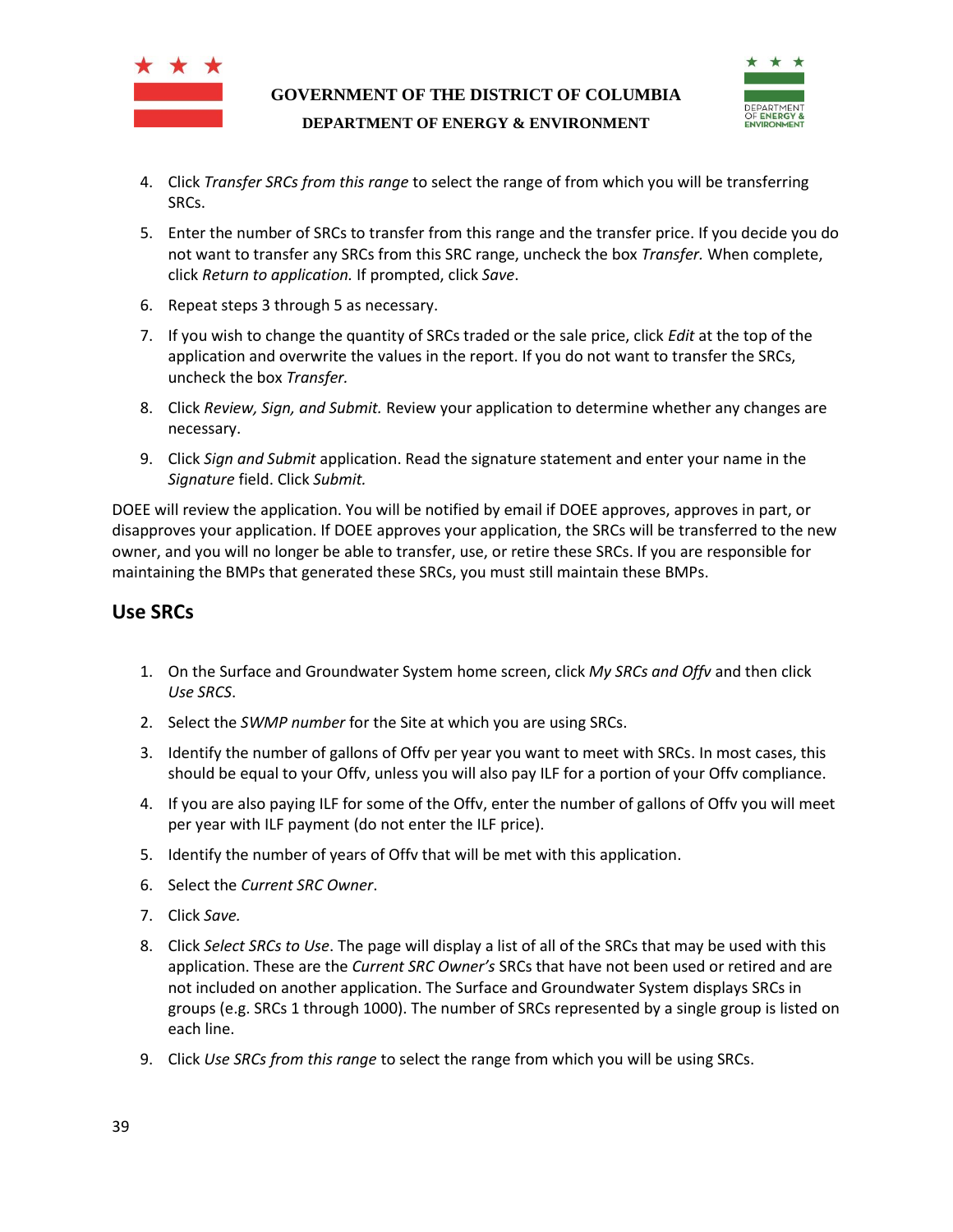4. Click *Transfer SRCs from this range* to select the range of from which you will be transferring SRCs.

5. Enter the number of SRCs to transfer from this range and the transfer price. If you decide you do not want to transfer any SRCs from this SRC range, uncheck the box *Transfer.* When complete, click *Return to application.* If prompted, click *Save*.

6. Repeat steps 3 through 5 as necessary.

7. If you wish to change the quantity of SRCs traded or the sale price, click *Edit* at the top of the application and overwrite the values in the report. If you do not want to transfer the SRCs, uncheck the box *Transfer.*

8. Click *Review, Sign, and Submit.* Review your application to determine whether any changes are necessary.

9. Click *Sign and Submit* application. Read the signature statement and enter your name in the *Signature* field. Click *Submit.*

DOEE will review the application. You will be notified by email if DOEE approves, approves in part, or disapproves your application. If DOEE approves your application, the SRCs will be transferred to the new owner, and you will no longer be able to transfer, use, or retire these SRCs. If you are responsible for maintaining the BMPs that generated these SRCs, you must still maintain these BMPs.

## Use SRCs

1. On the Surface and Groundwater System home screen, click *My SRCs and Offv* and then click *Use SRCS*.

2. Select the *SWMP number* for the Site at which you are using SRCs.

3. Identify the number of gallons of Offv per year you want to meet with SRCs. In most cases, this should be equal to your Offv, unless you will also pay ILF for a portion of your Offv compliance.

4. If you are also paying ILF for some of the Offv, enter the number of gallons of Offv you will meet per year with ILF payment (do not enter the ILF price).

5. Identify the number of years of Offv that will be met with this application.

6. Select the *Current SRC Owner*.

7. Click *Save.*

8. Click *Select SRCs to Use*. The page will display a list of all of the SRCs that may be used with this application. These are the *Current SRC Owner's* SRCs that have not been used or retired and are not included on another application. The Surface and Groundwater System displays SRCs in groups (e.g. SRCs 1 through 1000). The number of SRCs represented by a single group is listed on each line.

9. Click *Use SRCs from this range* to select the range from which you will be using SRCs.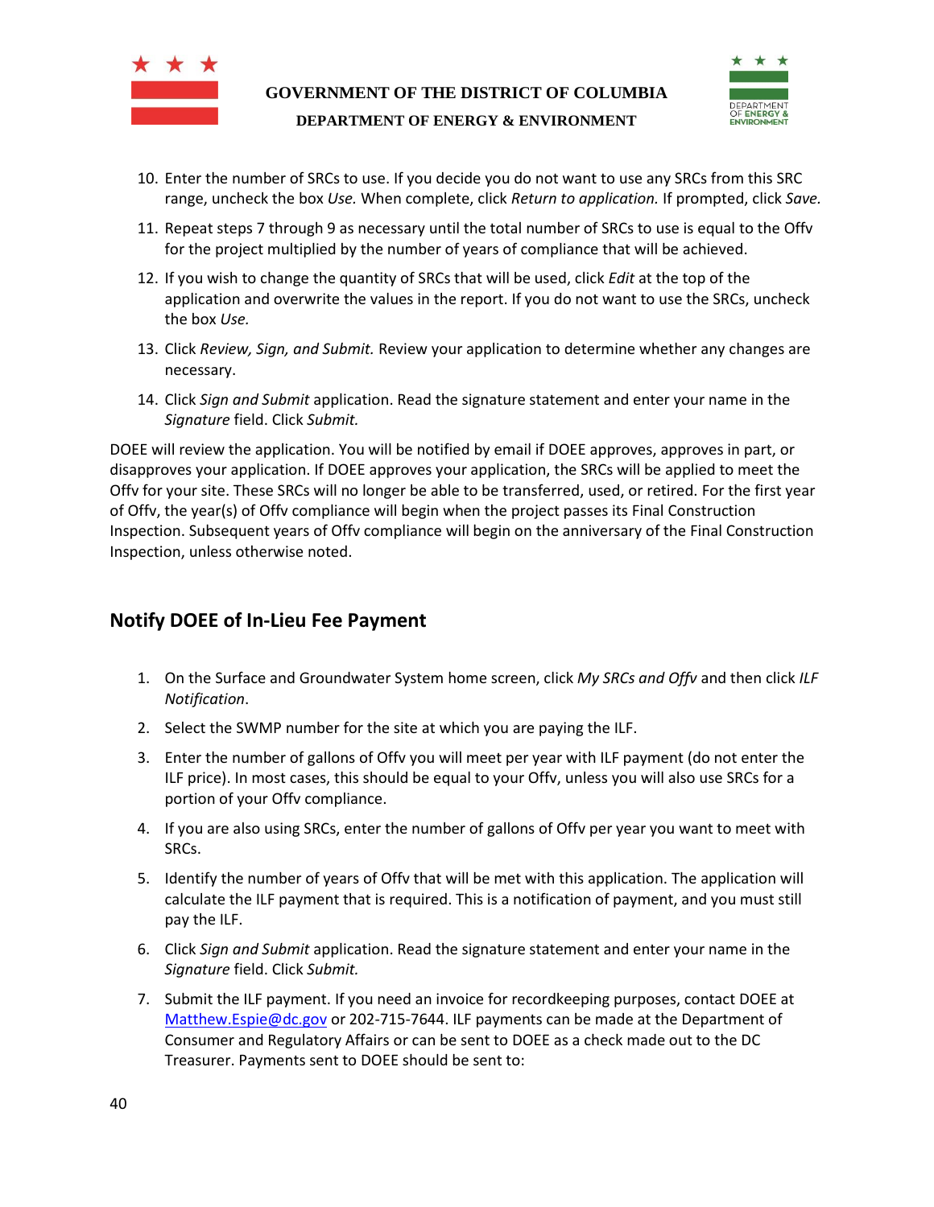10. Enter the number of SRCs to use. If you decide you do not want to use any SRCs from this SRC range, uncheck the box *Use.* When complete, click *Return to application.* If prompted, click *Save.*
11. Repeat steps 7 through 9 as necessary until the total number of SRCs to use is equal to the Offv for the project multiplied by the number of years of compliance that will be achieved.
12. If you wish to change the quantity of SRCs that will be used, click *Edit* at the top of the application and overwrite the values in the report. If you do not want to use the SRCs, uncheck the box *Use.*
13. Click *Review, Sign, and Submit.* Review your application to determine whether any changes are necessary.
14. Click *Sign and Submit* application. Read the signature statement and enter your name in the *Signature* field. Click *Submit.*

DOEE will review the application. You will be notified by email if DOEE approves, approves in part, or disapproves your application. If DOEE approves your application, the SRCs will be applied to meet the Offv for your site. These SRCs will no longer be able to be transferred, used, or retired. For the first year of Offv, the year(s) of Offv compliance will begin when the project passes its Final Construction Inspection. Subsequent years of Offv compliance will begin on the anniversary of the Final Construction Inspection, unless otherwise noted.

## Notify DOEE of In-Lieu Fee Payment

1. On the Surface and Groundwater System home screen, click *My SRCs and Offv* and then click *ILF Notification*.
2. Select the SWMP number for the site at which you are paying the ILF.
3. Enter the number of gallons of Offv you will meet per year with ILF payment (do not enter the ILF price). In most cases, this should be equal to your Offv, unless you will also use SRCs for a portion of your Offv compliance.
4. If you are also using SRCs, enter the number of gallons of Offv per year you want to meet with SRCs.
5. Identify the number of years of Offv that will be met with this application. The application will calculate the ILF payment that is required. This is a notification of payment, and you must still pay the ILF.
6. Click *Sign and Submit* application. Read the signature statement and enter your name in the *Signature* field. Click *Submit.*
7. Submit the ILF payment. If you need an invoice for recordkeeping purposes, contact DOEE at Matthew.Espie@dc.gov or 202-715-7644. ILF payments can be made at the Department of Consumer and Regulatory Affairs or can be sent to DOEE as a check made out to the DC Treasurer. Payments sent to DOEE should be sent to: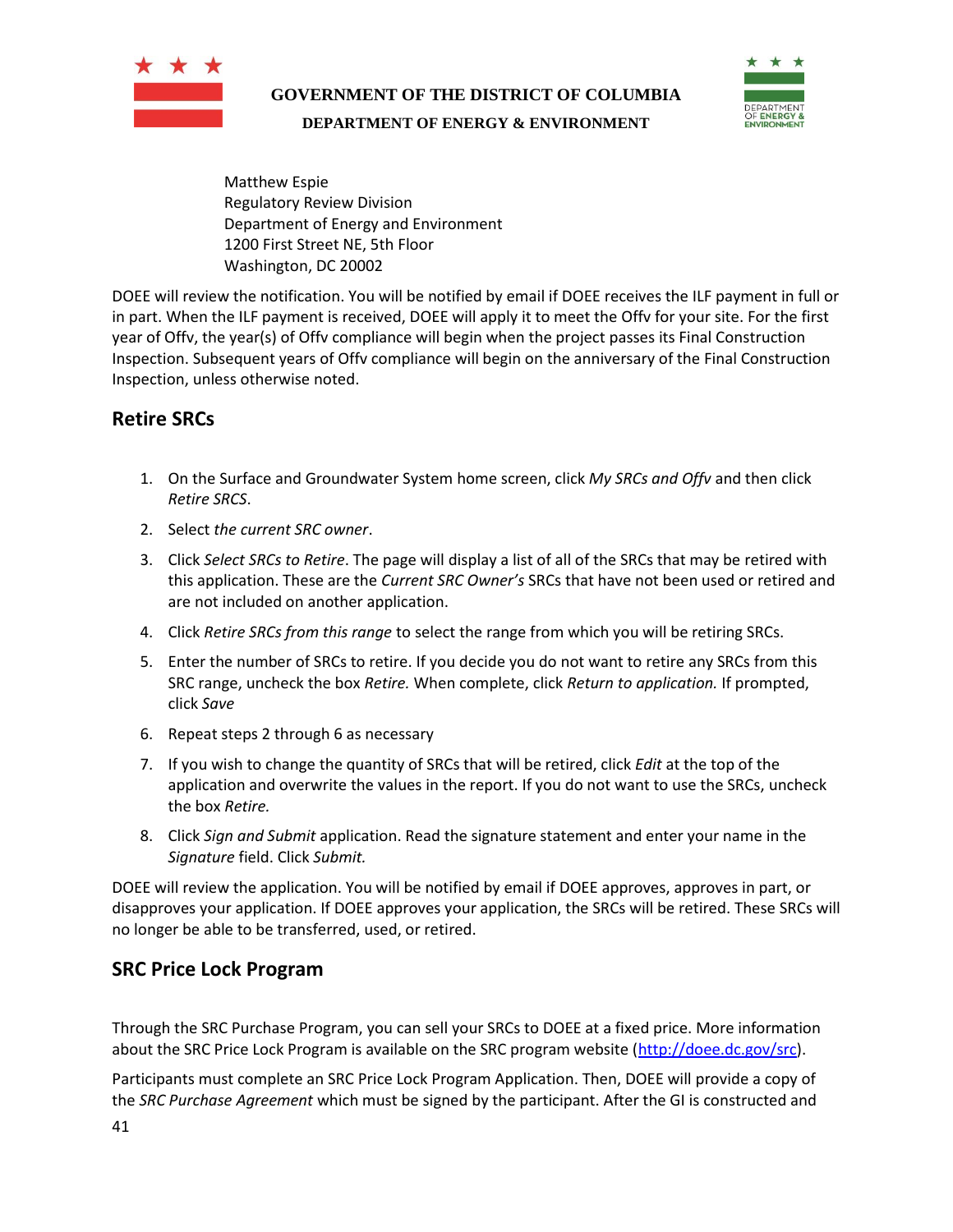Matthew Espie
Regulatory Review Division
Department of Energy and Environment
1200 First Street NE, 5th Floor
Washington, DC 20002

DOEE will review the notification. You will be notified by email if DOEE receives the ILF payment in full or in part. When the ILF payment is received, DOEE will apply it to meet the Offv for your site. For the first year of Offv, the year(s) of Offv compliance will begin when the project passes its Final Construction Inspection. Subsequent years of Offv compliance will begin on the anniversary of the Final Construction Inspection, unless otherwise noted.

## Retire SRCs

1. On the Surface and Groundwater System home screen, click *My SRCs and Offv* and then click *Retire SRCS*.
2. Select *the current SRC owner*.
3. Click *Select SRCs to Retire*. The page will display a list of all of the SRCs that may be retired with this application. These are the *Current SRC Owner's* SRCs that have not been used or retired and are not included on another application.
4. Click *Retire SRCs from this range* to select the range from which you will be retiring SRCs.
5. Enter the number of SRCs to retire. If you decide you do not want to retire any SRCs from this SRC range, uncheck the box *Retire.* When complete, click *Return to application.* If prompted, click *Save*
6. Repeat steps 2 through 6 as necessary
7. If you wish to change the quantity of SRCs that will be retired, click *Edit* at the top of the application and overwrite the values in the report. If you do not want to use the SRCs, uncheck the box *Retire.*
8. Click *Sign and Submit* application. Read the signature statement and enter your name in the *Signature* field. Click *Submit.*

DOEE will review the application. You will be notified by email if DOEE approves, approves in part, or disapproves your application. If DOEE approves your application, the SRCs will be retired. These SRCs will no longer be able to be transferred, used, or retired.

## SRC Price Lock Program

Through the SRC Purchase Program, you can sell your SRCs to DOEE at a fixed price. More information about the SRC Price Lock Program is available on the SRC program website (http://doee.dc.gov/src).

Participants must complete an SRC Price Lock Program Application. Then, DOEE will provide a copy of the *SRC Purchase Agreement* which must be signed by the participant. After the GI is constructed and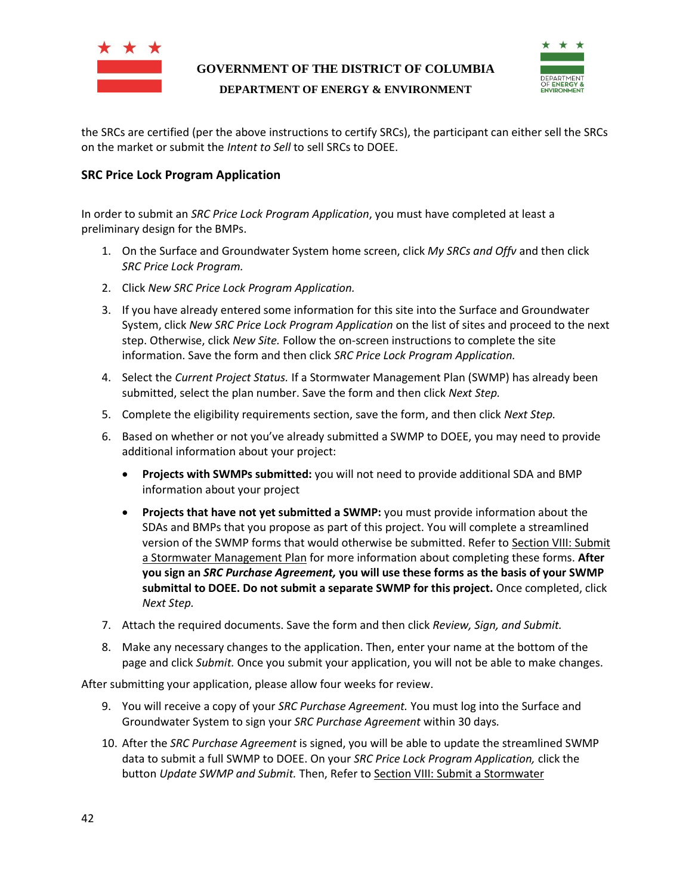the SRCs are certified (per the above instructions to certify SRCs), the participant can either sell the SRCs on the market or submit the *Intent to Sell* to sell SRCs to DOEE.

### SRC Price Lock Program Application

In order to submit an *SRC Price Lock Program Application*, you must have completed at least a preliminary design for the BMPs.

1. On the Surface and Groundwater System home screen, click *My SRCs and Offv* and then click *SRC Price Lock Program.*
2. Click *New SRC Price Lock Program Application.*
3. If you have already entered some information for this site into the Surface and Groundwater System, click *New SRC Price Lock Program Application* on the list of sites and proceed to the next step. Otherwise, click *New Site.* Follow the on-screen instructions to complete the site information. Save the form and then click *SRC Price Lock Program Application.*
4. Select the *Current Project Status.* If a Stormwater Management Plan (SWMP) has already been submitted, select the plan number. Save the form and then click *Next Step.*
5. Complete the eligibility requirements section, save the form, and then click *Next Step.*
6. Based on whether or not you've already submitted a SWMP to DOEE, you may need to provide additional information about your project:
   - **Projects with SWMPs submitted:** you will not need to provide additional SDA and BMP information about your project
   - **Projects that have not yet submitted a SWMP:** you must provide information about the SDAs and BMPs that you propose as part of this project. You will complete a streamlined version of the SWMP forms that would otherwise be submitted. Refer to Section VIII: Submit a Stormwater Management Plan for more information about completing these forms. **After you sign an *SRC Purchase Agreement,* you will use these forms as the basis of your SWMP submittal to DOEE. Do not submit a separate SWMP for this project.** Once completed, click *Next Step.*
7. Attach the required documents. Save the form and then click *Review, Sign, and Submit.*
8. Make any necessary changes to the application. Then, enter your name at the bottom of the page and click *Submit.* Once you submit your application, you will not be able to make changes.

After submitting your application, please allow four weeks for review.

9. You will receive a copy of your *SRC Purchase Agreement.* You must log into the Surface and Groundwater System to sign your *SRC Purchase Agreement* within 30 days.
10. After the *SRC Purchase Agreement* is signed, you will be able to update the streamlined SWMP data to submit a full SWMP to DOEE. On your *SRC Price Lock Program Application,* click the button *Update SWMP and Submit.* Then, Refer to Section VIII: Submit a Stormwater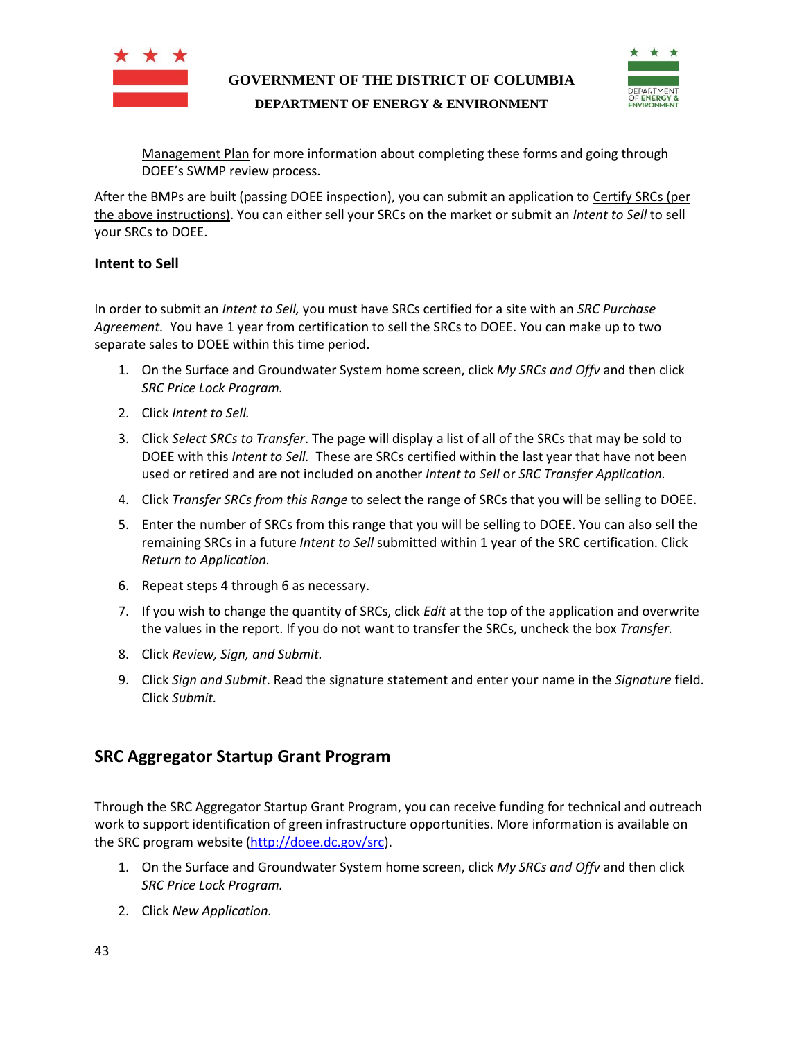Management Plan for more information about completing these forms and going through DOEE's SWMP review process.

After the BMPs are built (passing DOEE inspection), you can submit an application to Certify SRCs (per the above instructions). You can either sell your SRCs on the market or submit an *Intent to Sell* to sell your SRCs to DOEE.

### Intent to Sell

In order to submit an *Intent to Sell,* you must have SRCs certified for a site with an *SRC Purchase Agreement.* You have 1 year from certification to sell the SRCs to DOEE. You can make up to two separate sales to DOEE within this time period.

1. On the Surface and Groundwater System home screen, click *My SRCs and Offv* and then click *SRC Price Lock Program.*
2. Click *Intent to Sell.*
3. Click *Select SRCs to Transfer*. The page will display a list of all of the SRCs that may be sold to DOEE with this *Intent to Sell.* These are SRCs certified within the last year that have not been used or retired and are not included on another *Intent to Sell* or *SRC Transfer Application.*
4. Click *Transfer SRCs from this Range* to select the range of SRCs that you will be selling to DOEE.
5. Enter the number of SRCs from this range that you will be selling to DOEE. You can also sell the remaining SRCs in a future *Intent to Sell* submitted within 1 year of the SRC certification. Click *Return to Application.*
6. Repeat steps 4 through 6 as necessary.
7. If you wish to change the quantity of SRCs, click *Edit* at the top of the application and overwrite the values in the report. If you do not want to transfer the SRCs, uncheck the box *Transfer.*
8. Click *Review, Sign, and Submit.*
9. Click *Sign and Submit*. Read the signature statement and enter your name in the *Signature* field. Click *Submit.*

## SRC Aggregator Startup Grant Program

Through the SRC Aggregator Startup Grant Program, you can receive funding for technical and outreach work to support identification of green infrastructure opportunities. More information is available on the SRC program website (http://doee.dc.gov/src).

1. On the Surface and Groundwater System home screen, click *My SRCs and Offv* and then click *SRC Price Lock Program.*
2. Click *New Application.*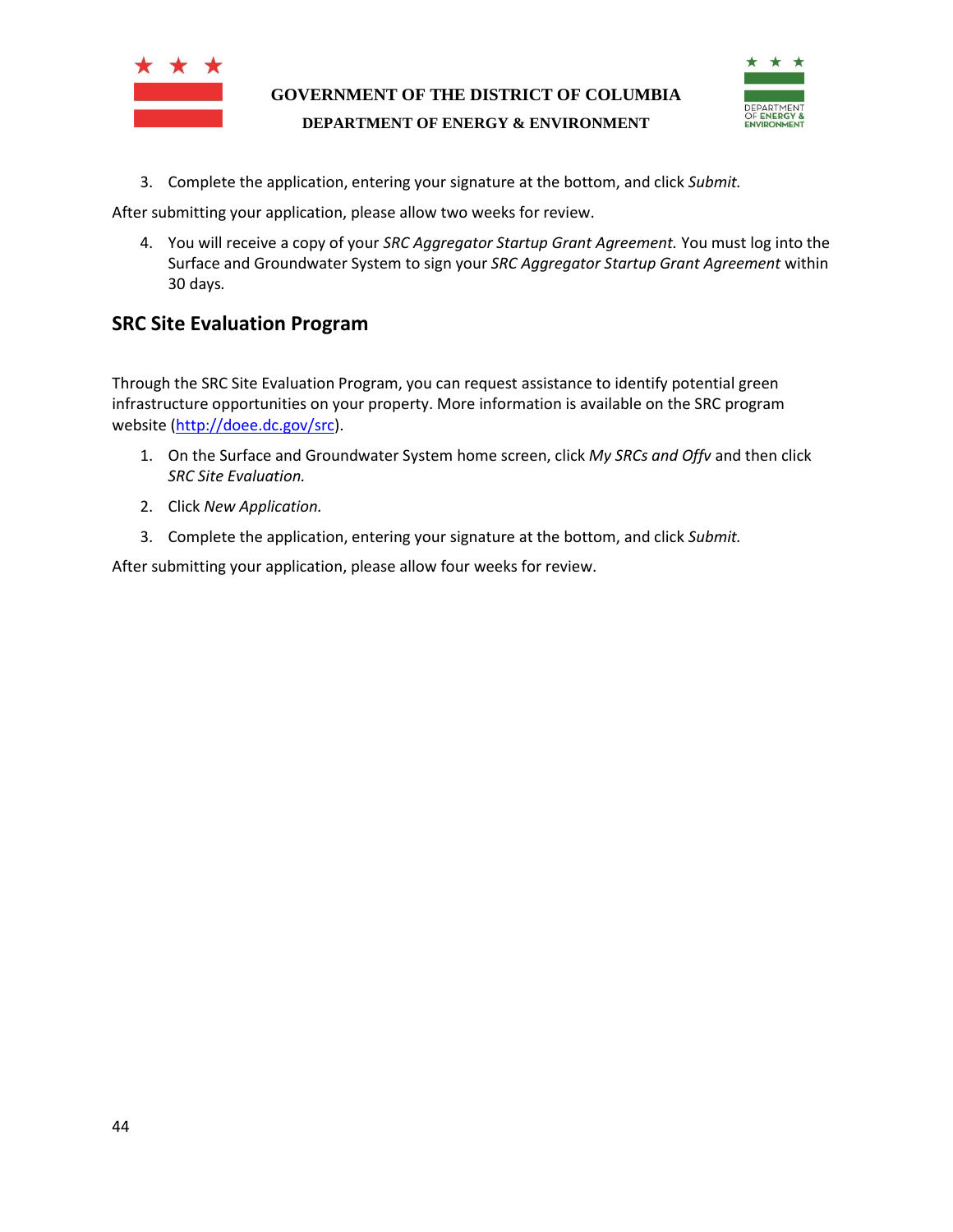3. Complete the application, entering your signature at the bottom, and click *Submit.*

After submitting your application, please allow two weeks for review.

4. You will receive a copy of your *SRC Aggregator Startup Grant Agreement.* You must log into the Surface and Groundwater System to sign your *SRC Aggregator Startup Grant Agreement* within 30 days.

## SRC Site Evaluation Program

Through the SRC Site Evaluation Program, you can request assistance to identify potential green infrastructure opportunities on your property. More information is available on the SRC program website (http://doee.dc.gov/src).

1. On the Surface and Groundwater System home screen, click *My SRCs and Offv* and then click *SRC Site Evaluation.*
2. Click *New Application.*
3. Complete the application, entering your signature at the bottom, and click *Submit.*

After submitting your application, please allow four weeks for review.